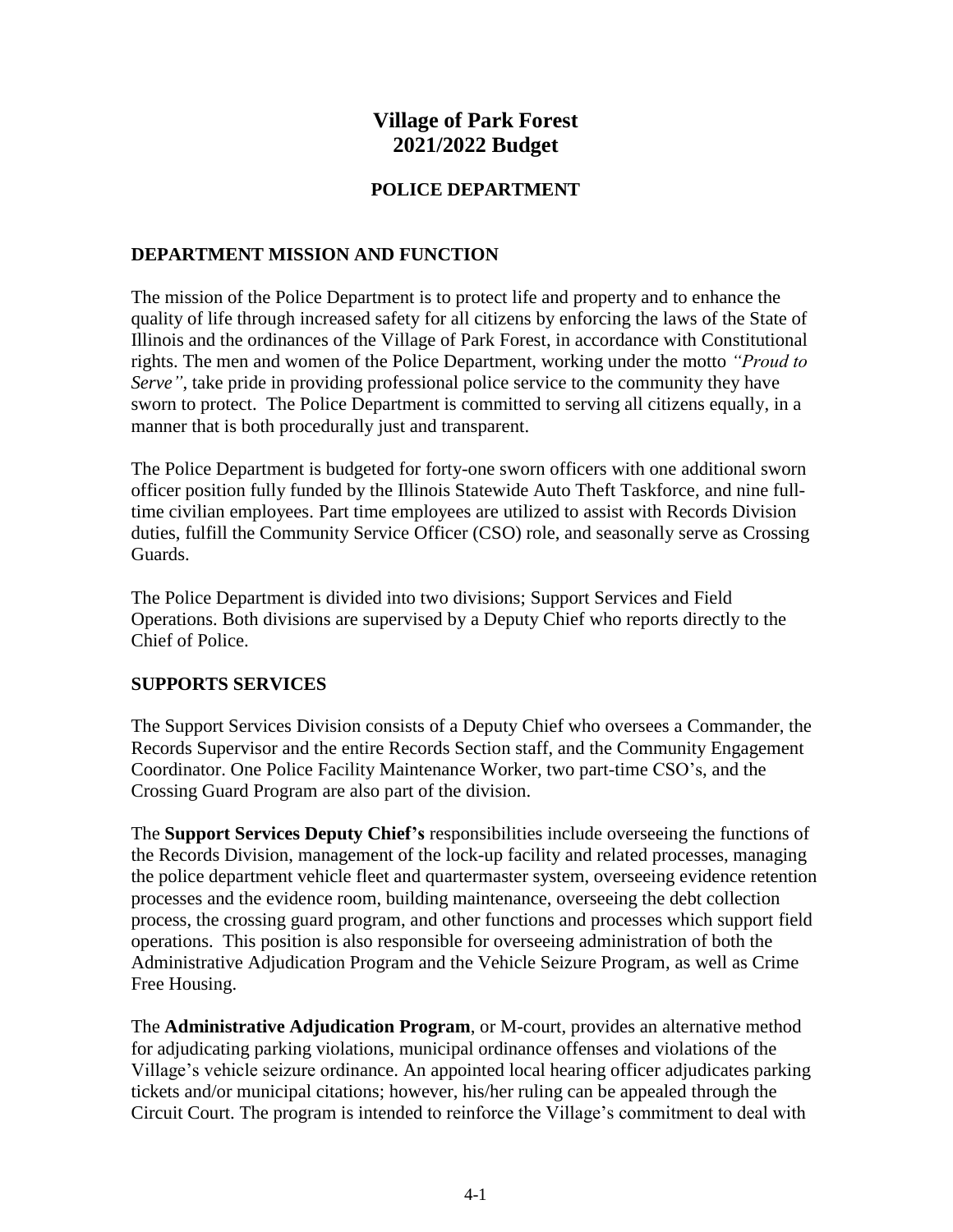# Village of Park Forest
# 2021/2022 Budget

## POLICE DEPARTMENT

### DEPARTMENT MISSION AND FUNCTION

The mission of the Police Department is to protect life and property and to enhance the quality of life through increased safety for all citizens by enforcing the laws of the State of Illinois and the ordinances of the Village of Park Forest, in accordance with Constitutional rights. The men and women of the Police Department, working under the motto *"Proud to Serve"*, take pride in providing professional police service to the community they have sworn to protect. The Police Department is committed to serving all citizens equally, in a manner that is both procedurally just and transparent.

The Police Department is budgeted for forty-one sworn officers with one additional sworn officer position fully funded by the Illinois Statewide Auto Theft Taskforce, and nine full-time civilian employees. Part time employees are utilized to assist with Records Division duties, fulfill the Community Service Officer (CSO) role, and seasonally serve as Crossing Guards.

The Police Department is divided into two divisions; Support Services and Field Operations. Both divisions are supervised by a Deputy Chief who reports directly to the Chief of Police.

### SUPPORTS SERVICES

The Support Services Division consists of a Deputy Chief who oversees a Commander, the Records Supervisor and the entire Records Section staff, and the Community Engagement Coordinator. One Police Facility Maintenance Worker, two part-time CSO's, and the Crossing Guard Program are also part of the division.

The **Support Services Deputy Chief's** responsibilities include overseeing the functions of the Records Division, management of the lock-up facility and related processes, managing the police department vehicle fleet and quartermaster system, overseeing evidence retention processes and the evidence room, building maintenance, overseeing the debt collection process, the crossing guard program, and other functions and processes which support field operations. This position is also responsible for overseeing administration of both the Administrative Adjudication Program and the Vehicle Seizure Program, as well as Crime Free Housing.

The **Administrative Adjudication Program**, or M-court, provides an alternative method for adjudicating parking violations, municipal ordinance offenses and violations of the Village's vehicle seizure ordinance. An appointed local hearing officer adjudicates parking tickets and/or municipal citations; however, his/her ruling can be appealed through the Circuit Court. The program is intended to reinforce the Village's commitment to deal with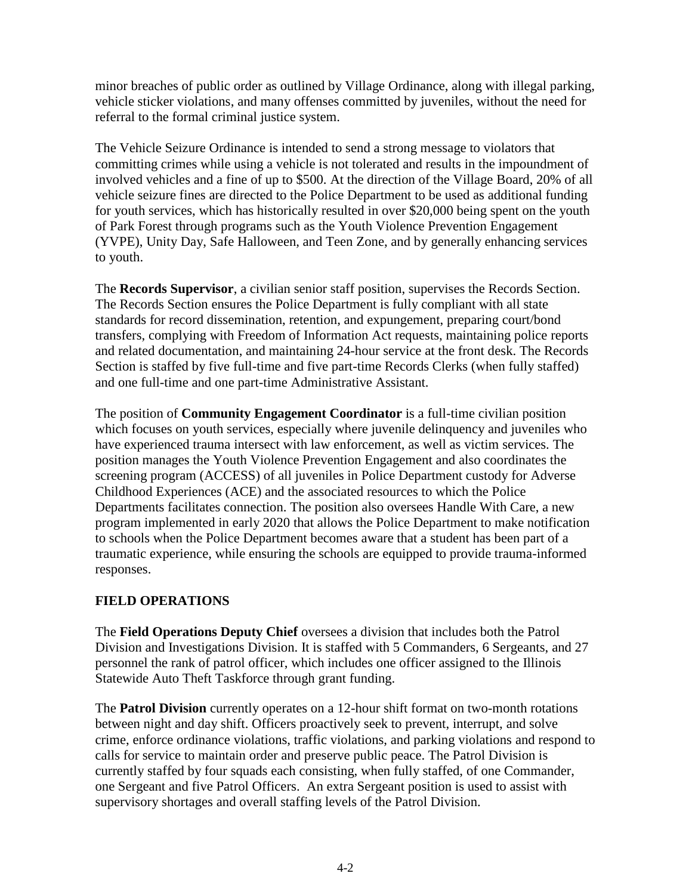minor breaches of public order as outlined by Village Ordinance, along with illegal parking, vehicle sticker violations, and many offenses committed by juveniles, without the need for referral to the formal criminal justice system.

The Vehicle Seizure Ordinance is intended to send a strong message to violators that committing crimes while using a vehicle is not tolerated and results in the impoundment of involved vehicles and a fine of up to $500. At the direction of the Village Board, 20% of all vehicle seizure fines are directed to the Police Department to be used as additional funding for youth services, which has historically resulted in over $20,000 being spent on the youth of Park Forest through programs such as the Youth Violence Prevention Engagement (YVPE), Unity Day, Safe Halloween, and Teen Zone, and by generally enhancing services to youth.

The **Records Supervisor**, a civilian senior staff position, supervises the Records Section. The Records Section ensures the Police Department is fully compliant with all state standards for record dissemination, retention, and expungement, preparing court/bond transfers, complying with Freedom of Information Act requests, maintaining police reports and related documentation, and maintaining 24-hour service at the front desk. The Records Section is staffed by five full-time and five part-time Records Clerks (when fully staffed) and one full-time and one part-time Administrative Assistant.

The position of **Community Engagement Coordinator** is a full-time civilian position which focuses on youth services, especially where juvenile delinquency and juveniles who have experienced trauma intersect with law enforcement, as well as victim services. The position manages the Youth Violence Prevention Engagement and also coordinates the screening program (ACCESS) of all juveniles in Police Department custody for Adverse Childhood Experiences (ACE) and the associated resources to which the Police Departments facilitates connection. The position also oversees Handle With Care, a new program implemented in early 2020 that allows the Police Department to make notification to schools when the Police Department becomes aware that a student has been part of a traumatic experience, while ensuring the schools are equipped to provide trauma-informed responses.

## FIELD OPERATIONS

The **Field Operations Deputy Chief** oversees a division that includes both the Patrol Division and Investigations Division. It is staffed with 5 Commanders, 6 Sergeants, and 27 personnel the rank of patrol officer, which includes one officer assigned to the Illinois Statewide Auto Theft Taskforce through grant funding.

The **Patrol Division** currently operates on a 12-hour shift format on two-month rotations between night and day shift. Officers proactively seek to prevent, interrupt, and solve crime, enforce ordinance violations, traffic violations, and parking violations and respond to calls for service to maintain order and preserve public peace. The Patrol Division is currently staffed by four squads each consisting, when fully staffed, of one Commander, one Sergeant and five Patrol Officers. An extra Sergeant position is used to assist with supervisory shortages and overall staffing levels of the Patrol Division.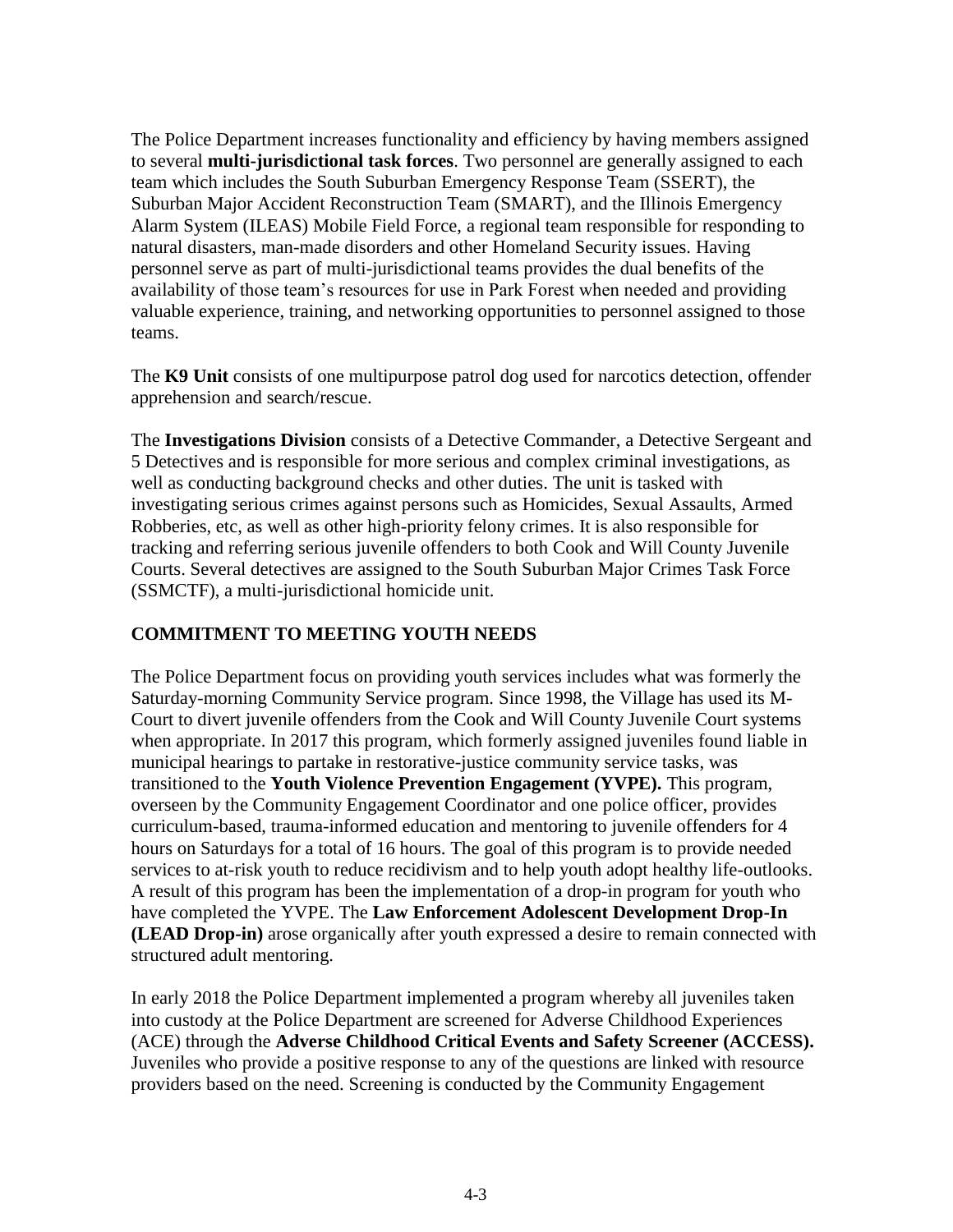The Police Department increases functionality and efficiency by having members assigned to several **multi-jurisdictional task forces**. Two personnel are generally assigned to each team which includes the South Suburban Emergency Response Team (SSERT), the Suburban Major Accident Reconstruction Team (SMART), and the Illinois Emergency Alarm System (ILEAS) Mobile Field Force, a regional team responsible for responding to natural disasters, man-made disorders and other Homeland Security issues. Having personnel serve as part of multi-jurisdictional teams provides the dual benefits of the availability of those team's resources for use in Park Forest when needed and providing valuable experience, training, and networking opportunities to personnel assigned to those teams.

The **K9 Unit** consists of one multipurpose patrol dog used for narcotics detection, offender apprehension and search/rescue.

The **Investigations Division** consists of a Detective Commander, a Detective Sergeant and 5 Detectives and is responsible for more serious and complex criminal investigations, as well as conducting background checks and other duties. The unit is tasked with investigating serious crimes against persons such as Homicides, Sexual Assaults, Armed Robberies, etc, as well as other high-priority felony crimes. It is also responsible for tracking and referring serious juvenile offenders to both Cook and Will County Juvenile Courts. Several detectives are assigned to the South Suburban Major Crimes Task Force (SSMCTF), a multi-jurisdictional homicide unit.

## COMMITMENT TO MEETING YOUTH NEEDS

The Police Department focus on providing youth services includes what was formerly the Saturday-morning Community Service program. Since 1998, the Village has used its M-Court to divert juvenile offenders from the Cook and Will County Juvenile Court systems when appropriate. In 2017 this program, which formerly assigned juveniles found liable in municipal hearings to partake in restorative-justice community service tasks, was transitioned to the **Youth Violence Prevention Engagement (YVPE).** This program, overseen by the Community Engagement Coordinator and one police officer, provides curriculum-based, trauma-informed education and mentoring to juvenile offenders for 4 hours on Saturdays for a total of 16 hours. The goal of this program is to provide needed services to at-risk youth to reduce recidivism and to help youth adopt healthy life-outlooks. A result of this program has been the implementation of a drop-in program for youth who have completed the YVPE. The **Law Enforcement Adolescent Development Drop-In (LEAD Drop-in)** arose organically after youth expressed a desire to remain connected with structured adult mentoring.

In early 2018 the Police Department implemented a program whereby all juveniles taken into custody at the Police Department are screened for Adverse Childhood Experiences (ACE) through the **Adverse Childhood Critical Events and Safety Screener (ACCESS).** Juveniles who provide a positive response to any of the questions are linked with resource providers based on the need. Screening is conducted by the Community Engagement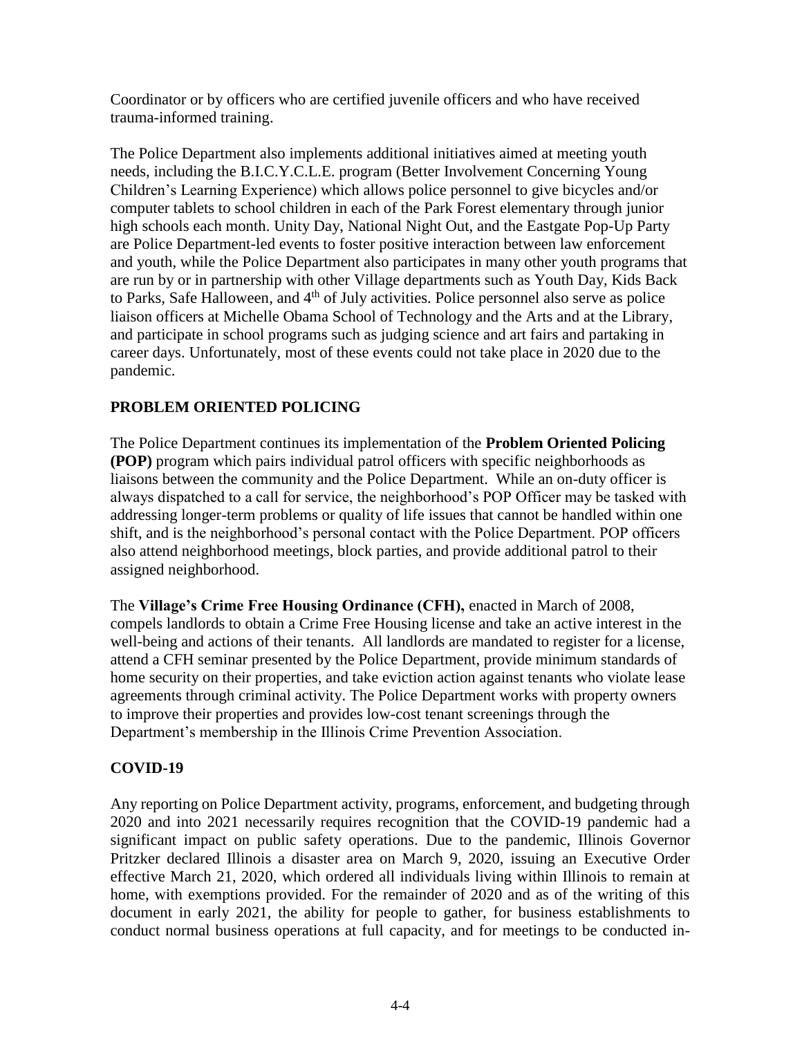Coordinator or by officers who are certified juvenile officers and who have received trauma-informed training.

The Police Department also implements additional initiatives aimed at meeting youth needs, including the B.I.C.Y.C.L.E. program (Better Involvement Concerning Young Children's Learning Experience) which allows police personnel to give bicycles and/or computer tablets to school children in each of the Park Forest elementary through junior high schools each month. Unity Day, National Night Out, and the Eastgate Pop-Up Party are Police Department-led events to foster positive interaction between law enforcement and youth, while the Police Department also participates in many other youth programs that are run by or in partnership with other Village departments such as Youth Day, Kids Back to Parks, Safe Halloween, and 4th of July activities. Police personnel also serve as police liaison officers at Michelle Obama School of Technology and the Arts and at the Library, and participate in school programs such as judging science and art fairs and partaking in career days. Unfortunately, most of these events could not take place in 2020 due to the pandemic.

## PROBLEM ORIENTED POLICING

The Police Department continues its implementation of the **Problem Oriented Policing (POP)** program which pairs individual patrol officers with specific neighborhoods as liaisons between the community and the Police Department. While an on-duty officer is always dispatched to a call for service, the neighborhood's POP Officer may be tasked with addressing longer-term problems or quality of life issues that cannot be handled within one shift, and is the neighborhood's personal contact with the Police Department. POP officers also attend neighborhood meetings, block parties, and provide additional patrol to their assigned neighborhood.

The **Village's Crime Free Housing Ordinance (CFH),** enacted in March of 2008, compels landlords to obtain a Crime Free Housing license and take an active interest in the well-being and actions of their tenants. All landlords are mandated to register for a license, attend a CFH seminar presented by the Police Department, provide minimum standards of home security on their properties, and take eviction action against tenants who violate lease agreements through criminal activity. The Police Department works with property owners to improve their properties and provides low-cost tenant screenings through the Department's membership in the Illinois Crime Prevention Association.

## COVID-19

Any reporting on Police Department activity, programs, enforcement, and budgeting through 2020 and into 2021 necessarily requires recognition that the COVID-19 pandemic had a significant impact on public safety operations. Due to the pandemic, Illinois Governor Pritzker declared Illinois a disaster area on March 9, 2020, issuing an Executive Order effective March 21, 2020, which ordered all individuals living within Illinois to remain at home, with exemptions provided. For the remainder of 2020 and as of the writing of this document in early 2021, the ability for people to gather, for business establishments to conduct normal business operations at full capacity, and for meetings to be conducted in-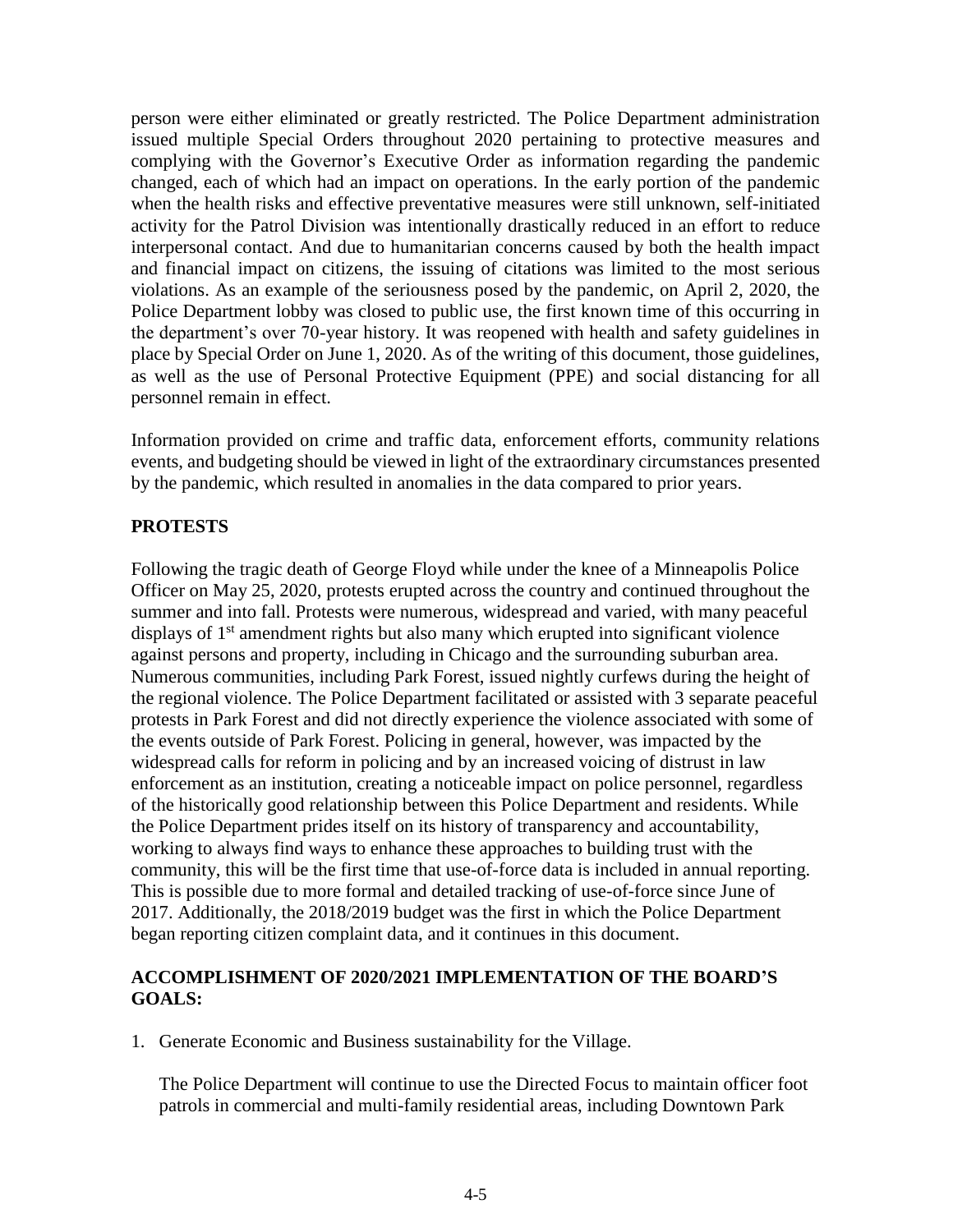person were either eliminated or greatly restricted. The Police Department administration issued multiple Special Orders throughout 2020 pertaining to protective measures and complying with the Governor's Executive Order as information regarding the pandemic changed, each of which had an impact on operations. In the early portion of the pandemic when the health risks and effective preventative measures were still unknown, self-initiated activity for the Patrol Division was intentionally drastically reduced in an effort to reduce interpersonal contact. And due to humanitarian concerns caused by both the health impact and financial impact on citizens, the issuing of citations was limited to the most serious violations. As an example of the seriousness posed by the pandemic, on April 2, 2020, the Police Department lobby was closed to public use, the first known time of this occurring in the department's over 70-year history. It was reopened with health and safety guidelines in place by Special Order on June 1, 2020. As of the writing of this document, those guidelines, as well as the use of Personal Protective Equipment (PPE) and social distancing for all personnel remain in effect.

Information provided on crime and traffic data, enforcement efforts, community relations events, and budgeting should be viewed in light of the extraordinary circumstances presented by the pandemic, which resulted in anomalies in the data compared to prior years.

**PROTESTS**

Following the tragic death of George Floyd while under the knee of a Minneapolis Police Officer on May 25, 2020, protests erupted across the country and continued throughout the summer and into fall. Protests were numerous, widespread and varied, with many peaceful displays of 1st amendment rights but also many which erupted into significant violence against persons and property, including in Chicago and the surrounding suburban area. Numerous communities, including Park Forest, issued nightly curfews during the height of the regional violence. The Police Department facilitated or assisted with 3 separate peaceful protests in Park Forest and did not directly experience the violence associated with some of the events outside of Park Forest. Policing in general, however, was impacted by the widespread calls for reform in policing and by an increased voicing of distrust in law enforcement as an institution, creating a noticeable impact on police personnel, regardless of the historically good relationship between this Police Department and residents. While the Police Department prides itself on its history of transparency and accountability, working to always find ways to enhance these approaches to building trust with the community, this will be the first time that use-of-force data is included in annual reporting. This is possible due to more formal and detailed tracking of use-of-force since June of 2017. Additionally, the 2018/2019 budget was the first in which the Police Department began reporting citizen complaint data, and it continues in this document.

**ACCOMPLISHMENT OF 2020/2021 IMPLEMENTATION OF THE BOARD'S GOALS:**

1. Generate Economic and Business sustainability for the Village.

   The Police Department will continue to use the Directed Focus to maintain officer foot patrols in commercial and multi-family residential areas, including Downtown Park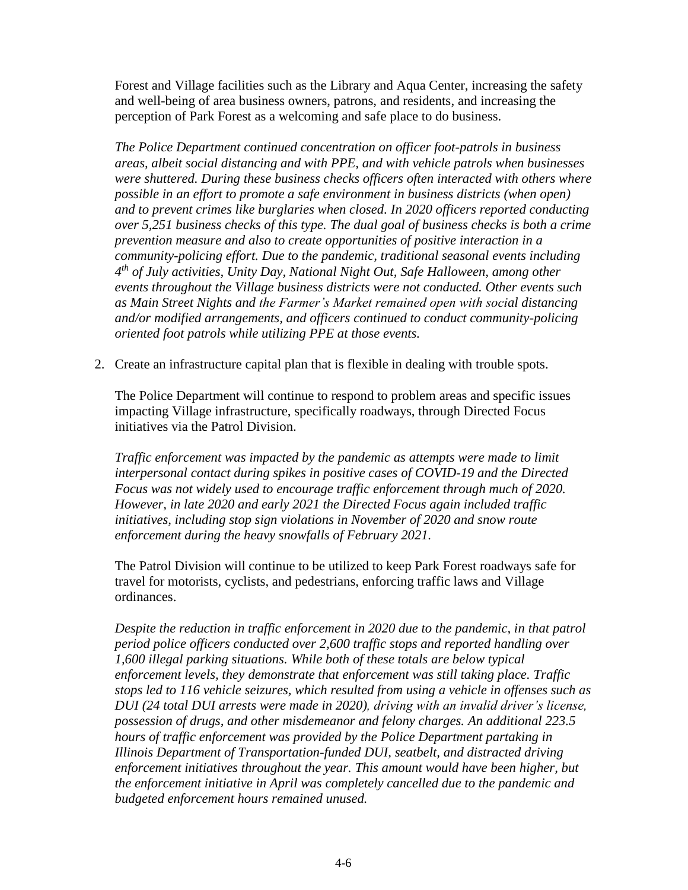Forest and Village facilities such as the Library and Aqua Center, increasing the safety and well-being of area business owners, patrons, and residents, and increasing the perception of Park Forest as a welcoming and safe place to do business.

*The Police Department continued concentration on officer foot-patrols in business areas, albeit social distancing and with PPE, and with vehicle patrols when businesses were shuttered. During these business checks officers often interacted with others where possible in an effort to promote a safe environment in business districts (when open) and to prevent crimes like burglaries when closed. In 2020 officers reported conducting over 5,251 business checks of this type. The dual goal of business checks is both a crime prevention measure and also to create opportunities of positive interaction in a community-policing effort. Due to the pandemic, traditional seasonal events including 4th of July activities, Unity Day, National Night Out, Safe Halloween, among other events throughout the Village business districts were not conducted. Other events such as Main Street Nights and the Farmer's Market remained open with social distancing and/or modified arrangements, and officers continued to conduct community-policing oriented foot patrols while utilizing PPE at those events.*

2. Create an infrastructure capital plan that is flexible in dealing with trouble spots.

   The Police Department will continue to respond to problem areas and specific issues impacting Village infrastructure, specifically roadways, through Directed Focus initiatives via the Patrol Division.

   *Traffic enforcement was impacted by the pandemic as attempts were made to limit interpersonal contact during spikes in positive cases of COVID-19 and the Directed Focus was not widely used to encourage traffic enforcement through much of 2020. However, in late 2020 and early 2021 the Directed Focus again included traffic initiatives, including stop sign violations in November of 2020 and snow route enforcement during the heavy snowfalls of February 2021.*

   The Patrol Division will continue to be utilized to keep Park Forest roadways safe for travel for motorists, cyclists, and pedestrians, enforcing traffic laws and Village ordinances.

   *Despite the reduction in traffic enforcement in 2020 due to the pandemic, in that patrol period police officers conducted over 2,600 traffic stops and reported handling over 1,600 illegal parking situations. While both of these totals are below typical enforcement levels, they demonstrate that enforcement was still taking place. Traffic stops led to 116 vehicle seizures, which resulted from using a vehicle in offenses such as DUI (24 total DUI arrests were made in 2020), driving with an invalid driver's license, possession of drugs, and other misdemeanor and felony charges. An additional 223.5 hours of traffic enforcement was provided by the Police Department partaking in Illinois Department of Transportation-funded DUI, seatbelt, and distracted driving enforcement initiatives throughout the year. This amount would have been higher, but the enforcement initiative in April was completely cancelled due to the pandemic and budgeted enforcement hours remained unused.*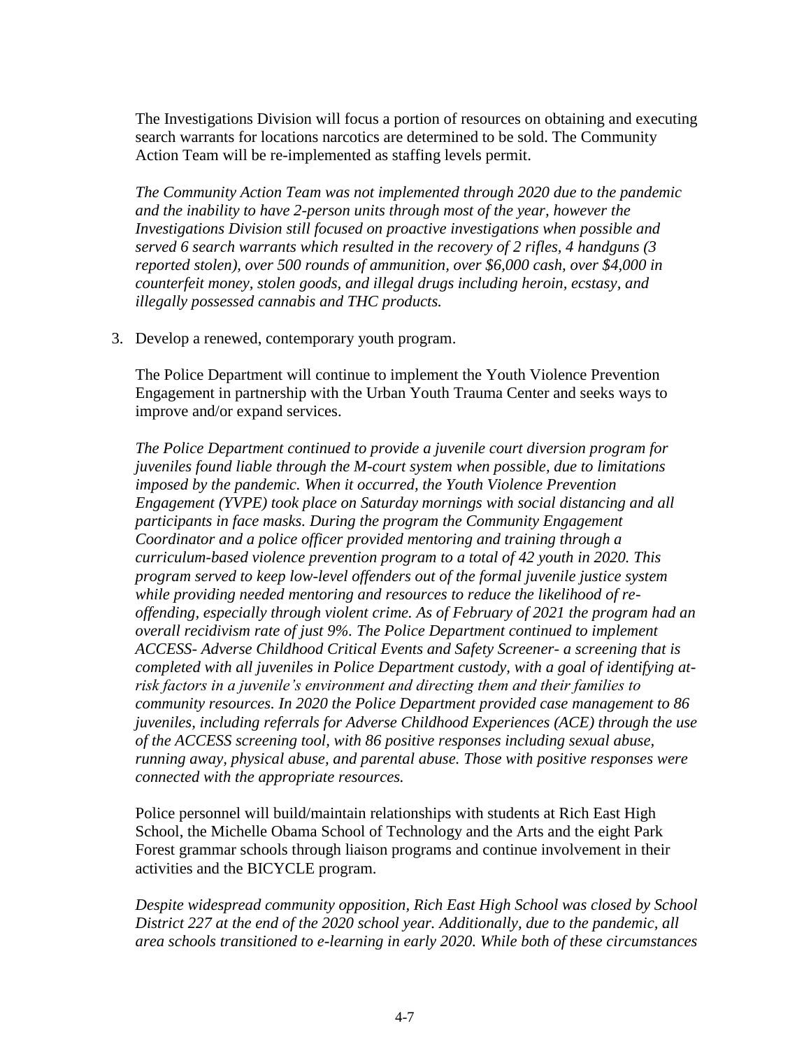The Investigations Division will focus a portion of resources on obtaining and executing search warrants for locations narcotics are determined to be sold. The Community Action Team will be re-implemented as staffing levels permit.

*The Community Action Team was not implemented through 2020 due to the pandemic and the inability to have 2-person units through most of the year, however the Investigations Division still focused on proactive investigations when possible and served 6 search warrants which resulted in the recovery of 2 rifles, 4 handguns (3 reported stolen), over 500 rounds of ammunition, over $6,000 cash, over $4,000 in counterfeit money, stolen goods, and illegal drugs including heroin, ecstasy, and illegally possessed cannabis and THC products.*

3. Develop a renewed, contemporary youth program.

   The Police Department will continue to implement the Youth Violence Prevention Engagement in partnership with the Urban Youth Trauma Center and seeks ways to improve and/or expand services.

   *The Police Department continued to provide a juvenile court diversion program for juveniles found liable through the M-court system when possible, due to limitations imposed by the pandemic. When it occurred, the Youth Violence Prevention Engagement (YVPE) took place on Saturday mornings with social distancing and all participants in face masks. During the program the Community Engagement Coordinator and a police officer provided mentoring and training through a curriculum-based violence prevention program to a total of 42 youth in 2020. This program served to keep low-level offenders out of the formal juvenile justice system while providing needed mentoring and resources to reduce the likelihood of re-offending, especially through violent crime. As of February of 2021 the program had an overall recidivism rate of just 9%. The Police Department continued to implement ACCESS- Adverse Childhood Critical Events and Safety Screener- a screening that is completed with all juveniles in Police Department custody, with a goal of identifying at-risk factors in a juvenile's environment and directing them and their families to community resources. In 2020 the Police Department provided case management to 86 juveniles, including referrals for Adverse Childhood Experiences (ACE) through the use of the ACCESS screening tool, with 86 positive responses including sexual abuse, running away, physical abuse, and parental abuse. Those with positive responses were connected with the appropriate resources.*

   Police personnel will build/maintain relationships with students at Rich East High School, the Michelle Obama School of Technology and the Arts and the eight Park Forest grammar schools through liaison programs and continue involvement in their activities and the BICYCLE program.

   *Despite widespread community opposition, Rich East High School was closed by School District 227 at the end of the 2020 school year. Additionally, due to the pandemic, all area schools transitioned to e-learning in early 2020. While both of these circumstances*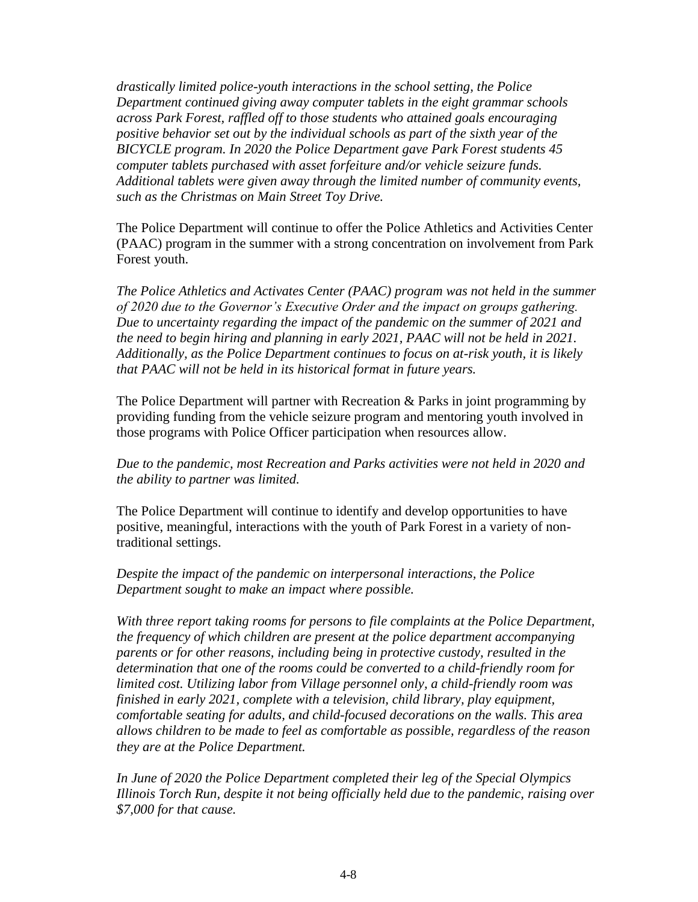*drastically limited police-youth interactions in the school setting, the Police Department continued giving away computer tablets in the eight grammar schools across Park Forest, raffled off to those students who attained goals encouraging positive behavior set out by the individual schools as part of the sixth year of the BICYCLE program. In 2020 the Police Department gave Park Forest students 45 computer tablets purchased with asset forfeiture and/or vehicle seizure funds. Additional tablets were given away through the limited number of community events, such as the Christmas on Main Street Toy Drive.*

The Police Department will continue to offer the Police Athletics and Activities Center (PAAC) program in the summer with a strong concentration on involvement from Park Forest youth.

*The Police Athletics and Activates Center (PAAC) program was not held in the summer of 2020 due to the Governor's Executive Order and the impact on groups gathering. Due to uncertainty regarding the impact of the pandemic on the summer of 2021 and the need to begin hiring and planning in early 2021, PAAC will not be held in 2021. Additionally, as the Police Department continues to focus on at-risk youth, it is likely that PAAC will not be held in its historical format in future years.*

The Police Department will partner with Recreation & Parks in joint programming by providing funding from the vehicle seizure program and mentoring youth involved in those programs with Police Officer participation when resources allow.

*Due to the pandemic, most Recreation and Parks activities were not held in 2020 and the ability to partner was limited.*

The Police Department will continue to identify and develop opportunities to have positive, meaningful, interactions with the youth of Park Forest in a variety of non-traditional settings.

*Despite the impact of the pandemic on interpersonal interactions, the Police Department sought to make an impact where possible.*

*With three report taking rooms for persons to file complaints at the Police Department, the frequency of which children are present at the police department accompanying parents or for other reasons, including being in protective custody, resulted in the determination that one of the rooms could be converted to a child-friendly room for limited cost. Utilizing labor from Village personnel only, a child-friendly room was finished in early 2021, complete with a television, child library, play equipment, comfortable seating for adults, and child-focused decorations on the walls. This area allows children to be made to feel as comfortable as possible, regardless of the reason they are at the Police Department.*

*In June of 2020 the Police Department completed their leg of the Special Olympics Illinois Torch Run, despite it not being officially held due to the pandemic, raising over $7,000 for that cause.*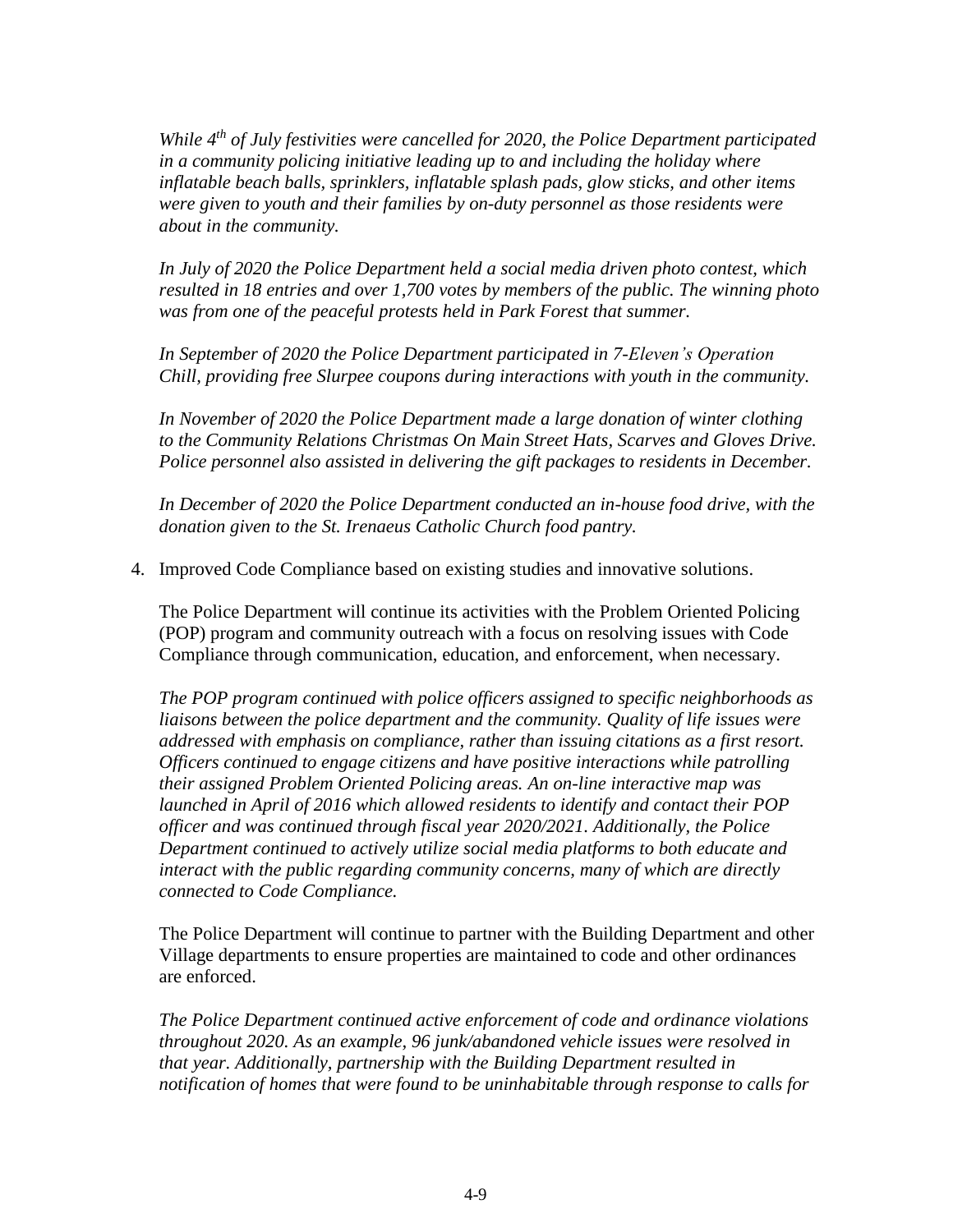*While 4th of July festivities were cancelled for 2020, the Police Department participated in a community policing initiative leading up to and including the holiday where inflatable beach balls, sprinklers, inflatable splash pads, glow sticks, and other items were given to youth and their families by on-duty personnel as those residents were about in the community.*

*In July of 2020 the Police Department held a social media driven photo contest, which resulted in 18 entries and over 1,700 votes by members of the public. The winning photo was from one of the peaceful protests held in Park Forest that summer.*

*In September of 2020 the Police Department participated in 7-Eleven's Operation Chill, providing free Slurpee coupons during interactions with youth in the community.*

*In November of 2020 the Police Department made a large donation of winter clothing to the Community Relations Christmas On Main Street Hats, Scarves and Gloves Drive. Police personnel also assisted in delivering the gift packages to residents in December.*

*In December of 2020 the Police Department conducted an in-house food drive, with the donation given to the St. Irenaeus Catholic Church food pantry.*

4. Improved Code Compliance based on existing studies and innovative solutions.

   The Police Department will continue its activities with the Problem Oriented Policing (POP) program and community outreach with a focus on resolving issues with Code Compliance through communication, education, and enforcement, when necessary.

   *The POP program continued with police officers assigned to specific neighborhoods as liaisons between the police department and the community. Quality of life issues were addressed with emphasis on compliance, rather than issuing citations as a first resort. Officers continued to engage citizens and have positive interactions while patrolling their assigned Problem Oriented Policing areas. An on-line interactive map was launched in April of 2016 which allowed residents to identify and contact their POP officer and was continued through fiscal year 2020/2021. Additionally, the Police Department continued to actively utilize social media platforms to both educate and interact with the public regarding community concerns, many of which are directly connected to Code Compliance.*

   The Police Department will continue to partner with the Building Department and other Village departments to ensure properties are maintained to code and other ordinances are enforced.

   *The Police Department continued active enforcement of code and ordinance violations throughout 2020. As an example, 96 junk/abandoned vehicle issues were resolved in that year. Additionally, partnership with the Building Department resulted in notification of homes that were found to be uninhabitable through response to calls for*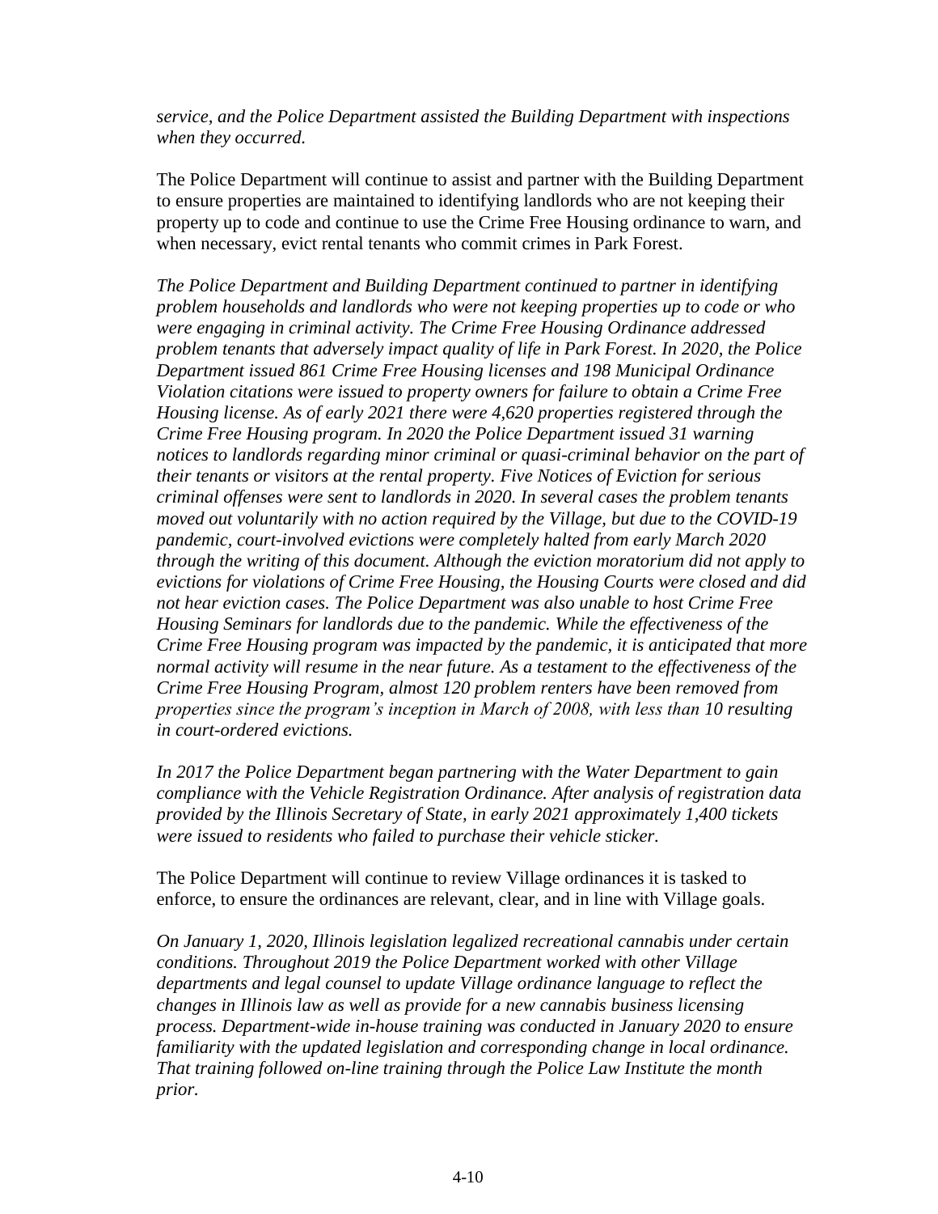*service, and the Police Department assisted the Building Department with inspections when they occurred.*

The Police Department will continue to assist and partner with the Building Department to ensure properties are maintained to identifying landlords who are not keeping their property up to code and continue to use the Crime Free Housing ordinance to warn, and when necessary, evict rental tenants who commit crimes in Park Forest.

*The Police Department and Building Department continued to partner in identifying problem households and landlords who were not keeping properties up to code or who were engaging in criminal activity. The Crime Free Housing Ordinance addressed problem tenants that adversely impact quality of life in Park Forest. In 2020, the Police Department issued 861 Crime Free Housing licenses and 198 Municipal Ordinance Violation citations were issued to property owners for failure to obtain a Crime Free Housing license. As of early 2021 there were 4,620 properties registered through the Crime Free Housing program. In 2020 the Police Department issued 31 warning notices to landlords regarding minor criminal or quasi-criminal behavior on the part of their tenants or visitors at the rental property. Five Notices of Eviction for serious criminal offenses were sent to landlords in 2020. In several cases the problem tenants moved out voluntarily with no action required by the Village, but due to the COVID-19 pandemic, court-involved evictions were completely halted from early March 2020 through the writing of this document. Although the eviction moratorium did not apply to evictions for violations of Crime Free Housing, the Housing Courts were closed and did not hear eviction cases. The Police Department was also unable to host Crime Free Housing Seminars for landlords due to the pandemic. While the effectiveness of the Crime Free Housing program was impacted by the pandemic, it is anticipated that more normal activity will resume in the near future. As a testament to the effectiveness of the Crime Free Housing Program, almost 120 problem renters have been removed from properties since the program's inception in March of 2008, with less than 10 resulting in court-ordered evictions.*

*In 2017 the Police Department began partnering with the Water Department to gain compliance with the Vehicle Registration Ordinance. After analysis of registration data provided by the Illinois Secretary of State, in early 2021 approximately 1,400 tickets were issued to residents who failed to purchase their vehicle sticker.*

The Police Department will continue to review Village ordinances it is tasked to enforce, to ensure the ordinances are relevant, clear, and in line with Village goals.

*On January 1, 2020, Illinois legislation legalized recreational cannabis under certain conditions. Throughout 2019 the Police Department worked with other Village departments and legal counsel to update Village ordinance language to reflect the changes in Illinois law as well as provide for a new cannabis business licensing process. Department-wide in-house training was conducted in January 2020 to ensure familiarity with the updated legislation and corresponding change in local ordinance. That training followed on-line training through the Police Law Institute the month prior.*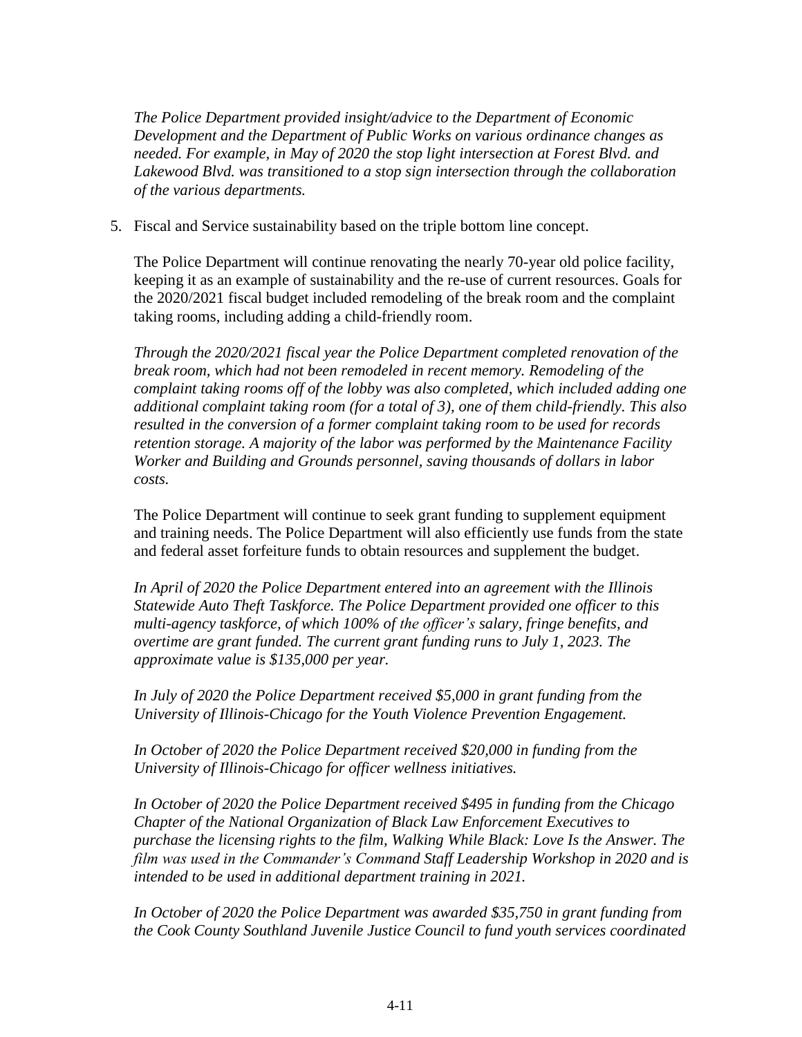*The Police Department provided insight/advice to the Department of Economic Development and the Department of Public Works on various ordinance changes as needed. For example, in May of 2020 the stop light intersection at Forest Blvd. and Lakewood Blvd. was transitioned to a stop sign intersection through the collaboration of the various departments.*

5. Fiscal and Service sustainability based on the triple bottom line concept.

   The Police Department will continue renovating the nearly 70-year old police facility, keeping it as an example of sustainability and the re-use of current resources. Goals for the 2020/2021 fiscal budget included remodeling of the break room and the complaint taking rooms, including adding a child-friendly room.

   *Through the 2020/2021 fiscal year the Police Department completed renovation of the break room, which had not been remodeled in recent memory. Remodeling of the complaint taking rooms off of the lobby was also completed, which included adding one additional complaint taking room (for a total of 3), one of them child-friendly. This also resulted in the conversion of a former complaint taking room to be used for records retention storage. A majority of the labor was performed by the Maintenance Facility Worker and Building and Grounds personnel, saving thousands of dollars in labor costs.*

   The Police Department will continue to seek grant funding to supplement equipment and training needs. The Police Department will also efficiently use funds from the state and federal asset forfeiture funds to obtain resources and supplement the budget.

   *In April of 2020 the Police Department entered into an agreement with the Illinois Statewide Auto Theft Taskforce. The Police Department provided one officer to this multi-agency taskforce, of which 100% of the officer's salary, fringe benefits, and overtime are grant funded. The current grant funding runs to July 1, 2023. The approximate value is $135,000 per year.*

   *In July of 2020 the Police Department received $5,000 in grant funding from the University of Illinois-Chicago for the Youth Violence Prevention Engagement.*

   *In October of 2020 the Police Department received $20,000 in funding from the University of Illinois-Chicago for officer wellness initiatives.*

   *In October of 2020 the Police Department received $495 in funding from the Chicago Chapter of the National Organization of Black Law Enforcement Executives to purchase the licensing rights to the film, Walking While Black: Love Is the Answer. The film was used in the Commander's Command Staff Leadership Workshop in 2020 and is intended to be used in additional department training in 2021.*

   *In October of 2020 the Police Department was awarded $35,750 in grant funding from the Cook County Southland Juvenile Justice Council to fund youth services coordinated*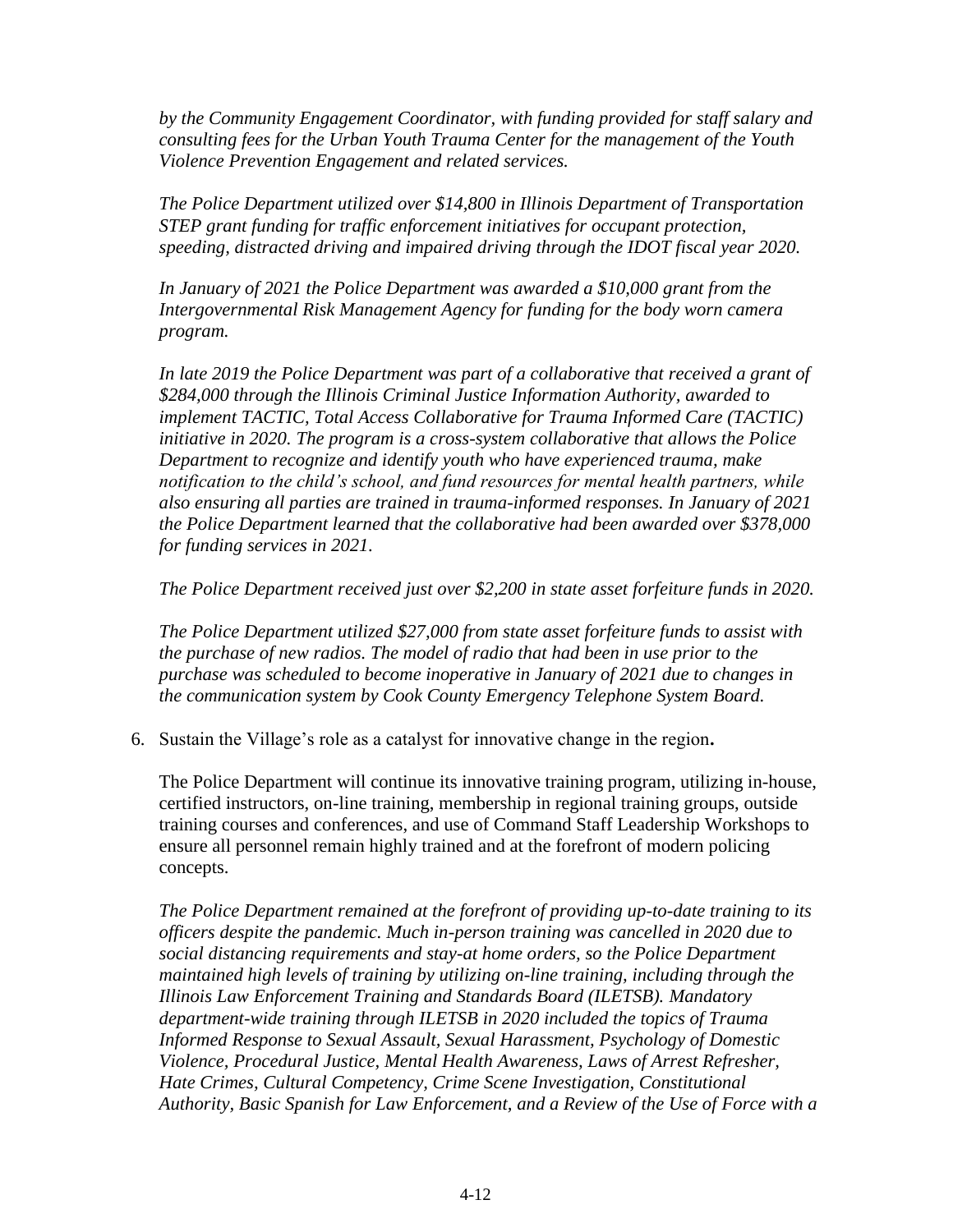*by the Community Engagement Coordinator, with funding provided for staff salary and consulting fees for the Urban Youth Trauma Center for the management of the Youth Violence Prevention Engagement and related services.*

*The Police Department utilized over $14,800 in Illinois Department of Transportation STEP grant funding for traffic enforcement initiatives for occupant protection, speeding, distracted driving and impaired driving through the IDOT fiscal year 2020.*

*In January of 2021 the Police Department was awarded a $10,000 grant from the Intergovernmental Risk Management Agency for funding for the body worn camera program.*

*In late 2019 the Police Department was part of a collaborative that received a grant of $284,000 through the Illinois Criminal Justice Information Authority, awarded to implement TACTIC, Total Access Collaborative for Trauma Informed Care (TACTIC) initiative in 2020. The program is a cross-system collaborative that allows the Police Department to recognize and identify youth who have experienced trauma, make notification to the child's school, and fund resources for mental health partners, while also ensuring all parties are trained in trauma-informed responses. In January of 2021 the Police Department learned that the collaborative had been awarded over $378,000 for funding services in 2021.*

*The Police Department received just over $2,200 in state asset forfeiture funds in 2020.*

*The Police Department utilized $27,000 from state asset forfeiture funds to assist with the purchase of new radios. The model of radio that had been in use prior to the purchase was scheduled to become inoperative in January of 2021 due to changes in the communication system by Cook County Emergency Telephone System Board.*

6. Sustain the Village's role as a catalyst for innovative change in the region**.**

   The Police Department will continue its innovative training program, utilizing in-house, certified instructors, on-line training, membership in regional training groups, outside training courses and conferences, and use of Command Staff Leadership Workshops to ensure all personnel remain highly trained and at the forefront of modern policing concepts.

   *The Police Department remained at the forefront of providing up-to-date training to its officers despite the pandemic. Much in-person training was cancelled in 2020 due to social distancing requirements and stay-at home orders, so the Police Department maintained high levels of training by utilizing on-line training, including through the Illinois Law Enforcement Training and Standards Board (ILETSB). Mandatory department-wide training through ILETSB in 2020 included the topics of Trauma Informed Response to Sexual Assault, Sexual Harassment, Psychology of Domestic Violence, Procedural Justice, Mental Health Awareness, Laws of Arrest Refresher, Hate Crimes, Cultural Competency, Crime Scene Investigation, Constitutional Authority, Basic Spanish for Law Enforcement, and a Review of the Use of Force with a*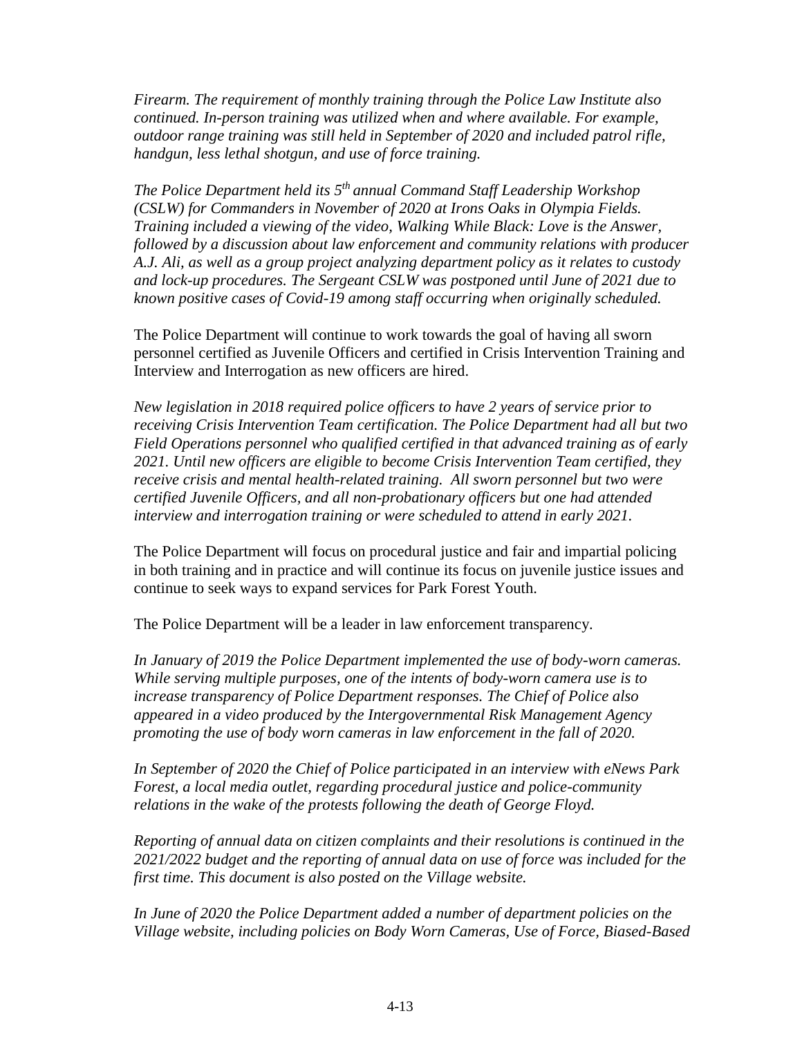*Firearm. The requirement of monthly training through the Police Law Institute also continued. In-person training was utilized when and where available. For example, outdoor range training was still held in September of 2020 and included patrol rifle, handgun, less lethal shotgun, and use of force training.*

*The Police Department held its 5th annual Command Staff Leadership Workshop (CSLW) for Commanders in November of 2020 at Irons Oaks in Olympia Fields. Training included a viewing of the video, Walking While Black: Love is the Answer, followed by a discussion about law enforcement and community relations with producer A.J. Ali, as well as a group project analyzing department policy as it relates to custody and lock-up procedures. The Sergeant CSLW was postponed until June of 2021 due to known positive cases of Covid-19 among staff occurring when originally scheduled.*

The Police Department will continue to work towards the goal of having all sworn personnel certified as Juvenile Officers and certified in Crisis Intervention Training and Interview and Interrogation as new officers are hired.

*New legislation in 2018 required police officers to have 2 years of service prior to receiving Crisis Intervention Team certification. The Police Department had all but two Field Operations personnel who qualified certified in that advanced training as of early 2021. Until new officers are eligible to become Crisis Intervention Team certified, they receive crisis and mental health-related training. All sworn personnel but two were certified Juvenile Officers, and all non-probationary officers but one had attended interview and interrogation training or were scheduled to attend in early 2021.*

The Police Department will focus on procedural justice and fair and impartial policing in both training and in practice and will continue its focus on juvenile justice issues and continue to seek ways to expand services for Park Forest Youth.

The Police Department will be a leader in law enforcement transparency.

*In January of 2019 the Police Department implemented the use of body-worn cameras. While serving multiple purposes, one of the intents of body-worn camera use is to increase transparency of Police Department responses. The Chief of Police also appeared in a video produced by the Intergovernmental Risk Management Agency promoting the use of body worn cameras in law enforcement in the fall of 2020.*

*In September of 2020 the Chief of Police participated in an interview with eNews Park Forest, a local media outlet, regarding procedural justice and police-community relations in the wake of the protests following the death of George Floyd.*

*Reporting of annual data on citizen complaints and their resolutions is continued in the 2021/2022 budget and the reporting of annual data on use of force was included for the first time. This document is also posted on the Village website.*

*In June of 2020 the Police Department added a number of department policies on the Village website, including policies on Body Worn Cameras, Use of Force, Biased-Based*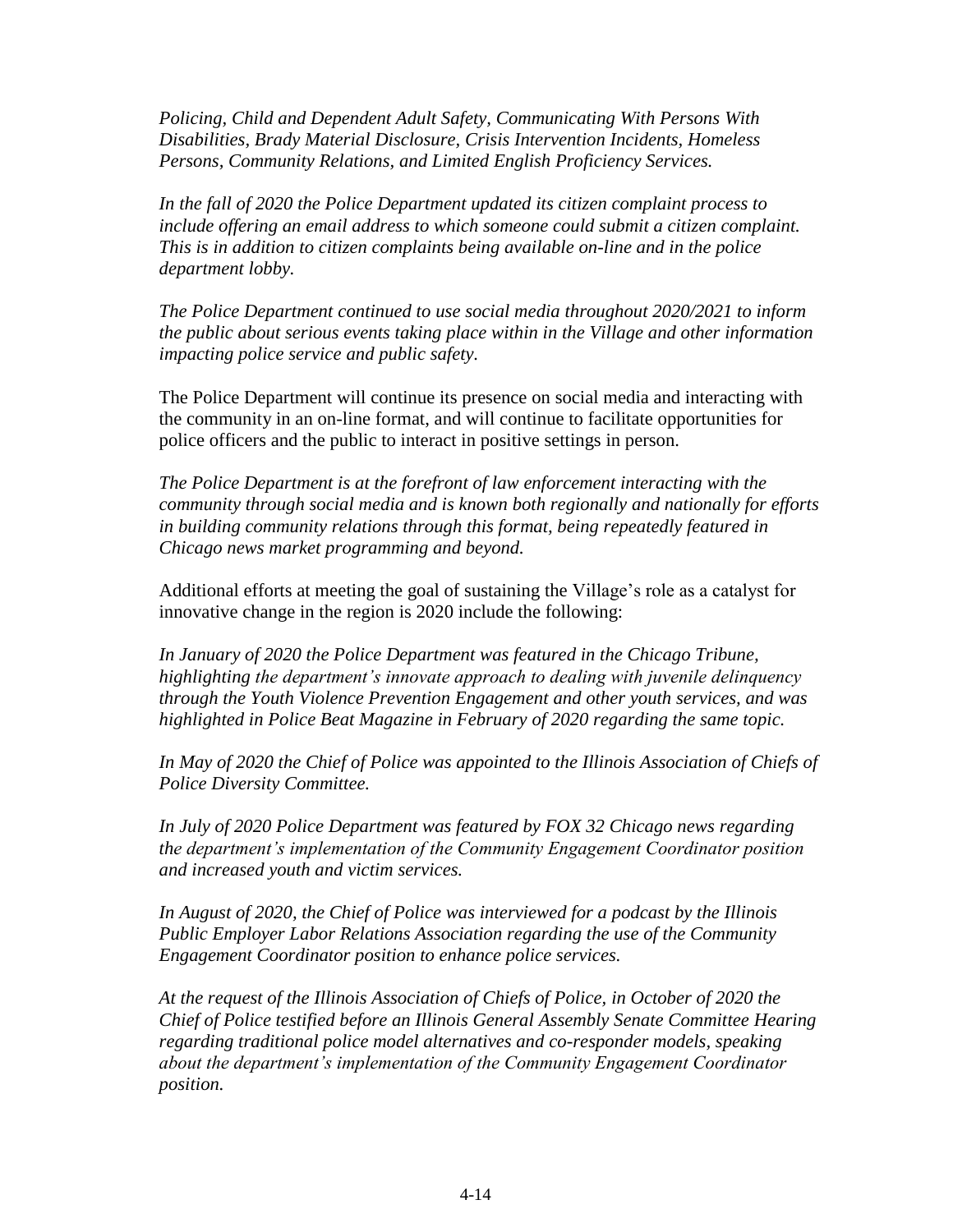*Policing, Child and Dependent Adult Safety, Communicating With Persons With Disabilities, Brady Material Disclosure, Crisis Intervention Incidents, Homeless Persons, Community Relations, and Limited English Proficiency Services.*

*In the fall of 2020 the Police Department updated its citizen complaint process to include offering an email address to which someone could submit a citizen complaint. This is in addition to citizen complaints being available on-line and in the police department lobby.*

*The Police Department continued to use social media throughout 2020/2021 to inform the public about serious events taking place within in the Village and other information impacting police service and public safety.*

The Police Department will continue its presence on social media and interacting with the community in an on-line format, and will continue to facilitate opportunities for police officers and the public to interact in positive settings in person.

*The Police Department is at the forefront of law enforcement interacting with the community through social media and is known both regionally and nationally for efforts in building community relations through this format, being repeatedly featured in Chicago news market programming and beyond.*

Additional efforts at meeting the goal of sustaining the Village's role as a catalyst for innovative change in the region is 2020 include the following:

*In January of 2020 the Police Department was featured in the Chicago Tribune, highlighting the department's innovate approach to dealing with juvenile delinquency through the Youth Violence Prevention Engagement and other youth services, and was highlighted in Police Beat Magazine in February of 2020 regarding the same topic.*

*In May of 2020 the Chief of Police was appointed to the Illinois Association of Chiefs of Police Diversity Committee.*

*In July of 2020 Police Department was featured by FOX 32 Chicago news regarding the department's implementation of the Community Engagement Coordinator position and increased youth and victim services.*

*In August of 2020, the Chief of Police was interviewed for a podcast by the Illinois Public Employer Labor Relations Association regarding the use of the Community Engagement Coordinator position to enhance police services.*

*At the request of the Illinois Association of Chiefs of Police, in October of 2020 the Chief of Police testified before an Illinois General Assembly Senate Committee Hearing regarding traditional police model alternatives and co-responder models, speaking about the department's implementation of the Community Engagement Coordinator position.*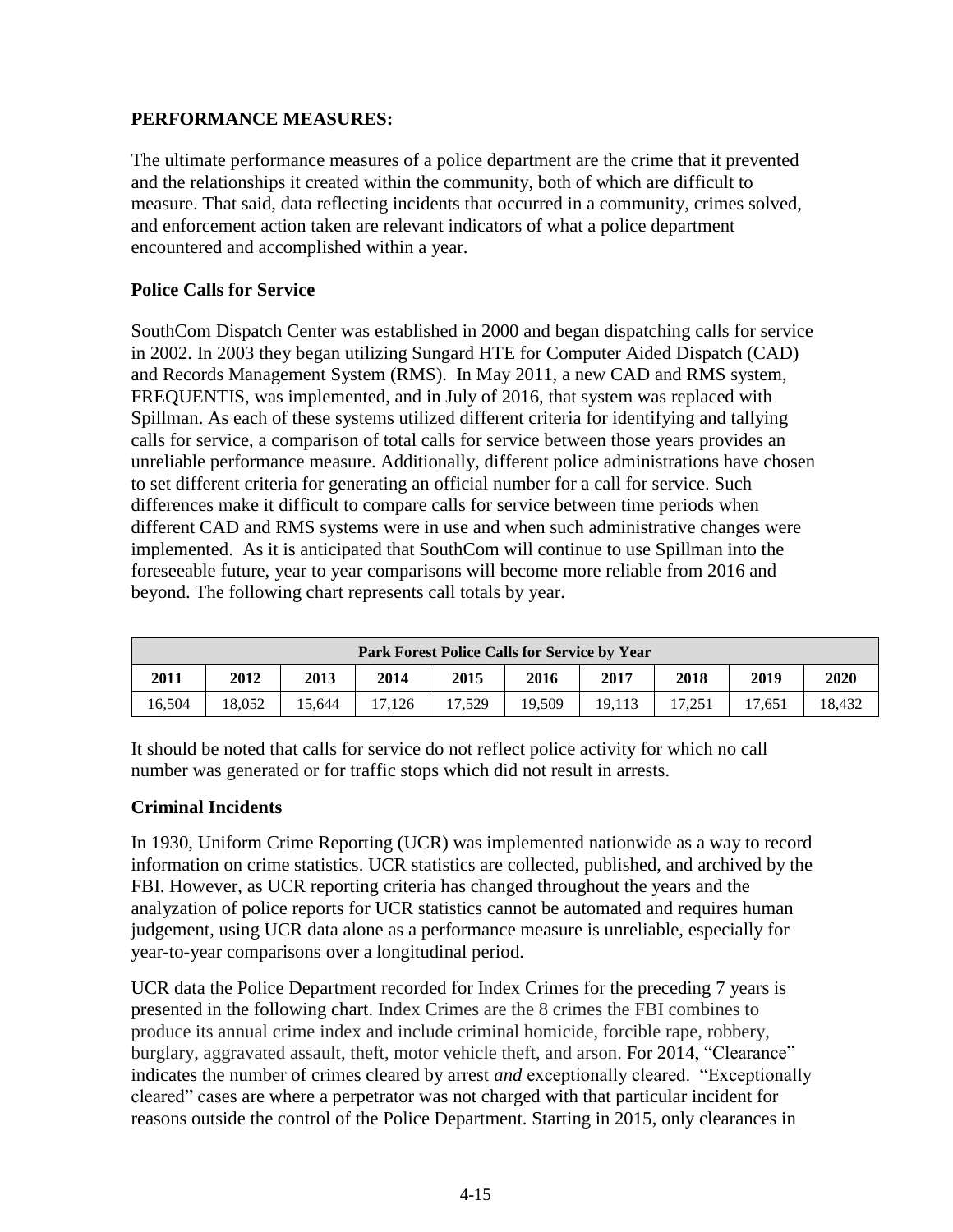## PERFORMANCE MEASURES:

The ultimate performance measures of a police department are the crime that it prevented and the relationships it created within the community, both of which are difficult to measure. That said, data reflecting incidents that occurred in a community, crimes solved, and enforcement action taken are relevant indicators of what a police department encountered and accomplished within a year.

### Police Calls for Service

SouthCom Dispatch Center was established in 2000 and began dispatching calls for service in 2002. In 2003 they began utilizing Sungard HTE for Computer Aided Dispatch (CAD) and Records Management System (RMS). In May 2011, a new CAD and RMS system, FREQUENTIS, was implemented, and in July of 2016, that system was replaced with Spillman. As each of these systems utilized different criteria for identifying and tallying calls for service, a comparison of total calls for service between those years provides an unreliable performance measure. Additionally, different police administrations have chosen to set different criteria for generating an official number for a call for service. Such differences make it difficult to compare calls for service between time periods when different CAD and RMS systems were in use and when such administrative changes were implemented. As it is anticipated that SouthCom will continue to use Spillman into the foreseeable future, year to year comparisons will become more reliable from 2016 and beyond. The following chart represents call totals by year.

| Park Forest Police Calls for Service by Year | | | | | | | | | |
|---|---|---|---|---|---|---|---|---|---|
| 2011 | 2012 | 2013 | 2014 | 2015 | 2016 | 2017 | 2018 | 2019 | 2020 |
| 16,504 | 18,052 | 15,644 | 17,126 | 17,529 | 19,509 | 19,113 | 17,251 | 17,651 | 18,432 |

It should be noted that calls for service do not reflect police activity for which no call number was generated or for traffic stops which did not result in arrests.

### Criminal Incidents

In 1930, Uniform Crime Reporting (UCR) was implemented nationwide as a way to record information on crime statistics. UCR statistics are collected, published, and archived by the FBI. However, as UCR reporting criteria has changed throughout the years and the analyzation of police reports for UCR statistics cannot be automated and requires human judgement, using UCR data alone as a performance measure is unreliable, especially for year-to-year comparisons over a longitudinal period.

UCR data the Police Department recorded for Index Crimes for the preceding 7 years is presented in the following chart. Index Crimes are the 8 crimes the FBI combines to produce its annual crime index and include criminal homicide, forcible rape, robbery, burglary, aggravated assault, theft, motor vehicle theft, and arson. For 2014, "Clearance" indicates the number of crimes cleared by arrest *and* exceptionally cleared. "Exceptionally cleared" cases are where a perpetrator was not charged with that particular incident for reasons outside the control of the Police Department. Starting in 2015, only clearances in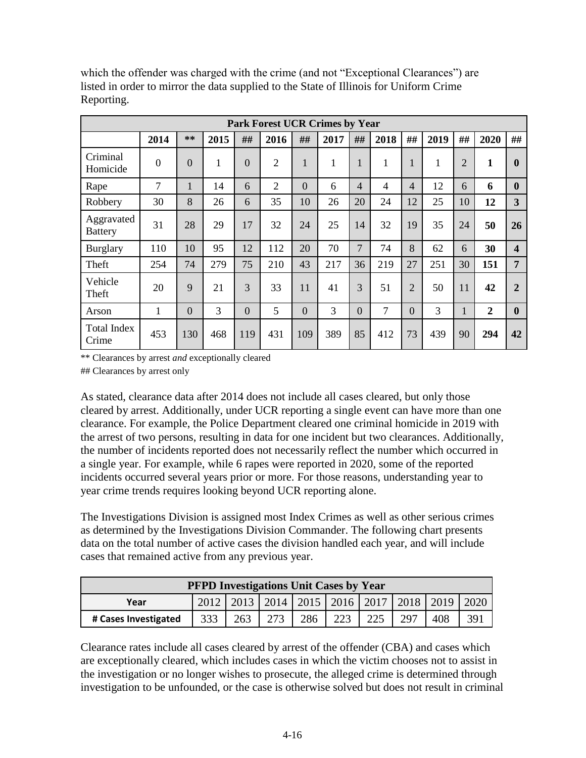which the offender was charged with the crime (and not "Exceptional Clearances") are listed in order to mirror the data supplied to the State of Illinois for Uniform Crime Reporting.

| Park Forest UCR Crimes by Year | | | | | | | | | | | | | | |
|---|---|---|---|---|---|---|---|---|---|---|---|---|---|---|
| | **2014** | **\*\*** | **2015** | **##** | **2016** | **##** | **2017** | **##** | **2018** | **##** | **2019** | **##** | **2020** | **##** |
| Criminal Homicide | 0 | 0 | 1 | 0 | 2 | 1 | 1 | 1 | 1 | 1 | 1 | 2 | **1** | **0** |
| Rape | 7 | 1 | 14 | 6 | 2 | 0 | 6 | 4 | 4 | 4 | 12 | 6 | **6** | **0** |
| Robbery | 30 | 8 | 26 | 6 | 35 | 10 | 26 | 20 | 24 | 12 | 25 | 10 | **12** | **3** |
| Aggravated Battery | 31 | 28 | 29 | 17 | 32 | 24 | 25 | 14 | 32 | 19 | 35 | 24 | **50** | **26** |
| Burglary | 110 | 10 | 95 | 12 | 112 | 20 | 70 | 7 | 74 | 8 | 62 | 6 | **30** | **4** |
| Theft | 254 | 74 | 279 | 75 | 210 | 43 | 217 | 36 | 219 | 27 | 251 | 30 | **151** | **7** |
| Vehicle Theft | 20 | 9 | 21 | 3 | 33 | 11 | 41 | 3 | 51 | 2 | 50 | 11 | **42** | **2** |
| Arson | 1 | 0 | 3 | 0 | 5 | 0 | 3 | 0 | 7 | 0 | 3 | 1 | **2** | **0** |
| Total Index Crime | 453 | 130 | 468 | 119 | 431 | 109 | 389 | 85 | 412 | 73 | 439 | 90 | **294** | **42** |

** Clearances by arrest *and* exceptionally cleared

## Clearances by arrest only

As stated, clearance data after 2014 does not include all cases cleared, but only those cleared by arrest. Additionally, under UCR reporting a single event can have more than one clearance. For example, the Police Department cleared one criminal homicide in 2019 with the arrest of two persons, resulting in data for one incident but two clearances. Additionally, the number of incidents reported does not necessarily reflect the number which occurred in a single year. For example, while 6 rapes were reported in 2020, some of the reported incidents occurred several years prior or more. For those reasons, understanding year to year crime trends requires looking beyond UCR reporting alone.

The Investigations Division is assigned most Index Crimes as well as other serious crimes as determined by the Investigations Division Commander. The following chart presents data on the total number of active cases the division handled each year, and will include cases that remained active from any previous year.

| PFPD Investigations Unit Cases by Year | | | | | | | | | |
|---|---|---|---|---|---|---|---|---|---|
| **Year** | 2012 | 2013 | 2014 | 2015 | 2016 | 2017 | 2018 | 2019 | 2020 |
| **# Cases Investigated** | 333 | 263 | 273 | 286 | 223 | 225 | 297 | 408 | 391 |

Clearance rates include all cases cleared by arrest of the offender (CBA) and cases which are exceptionally cleared, which includes cases in which the victim chooses not to assist in the investigation or no longer wishes to prosecute, the alleged crime is determined through investigation to be unfounded, or the case is otherwise solved but does not result in criminal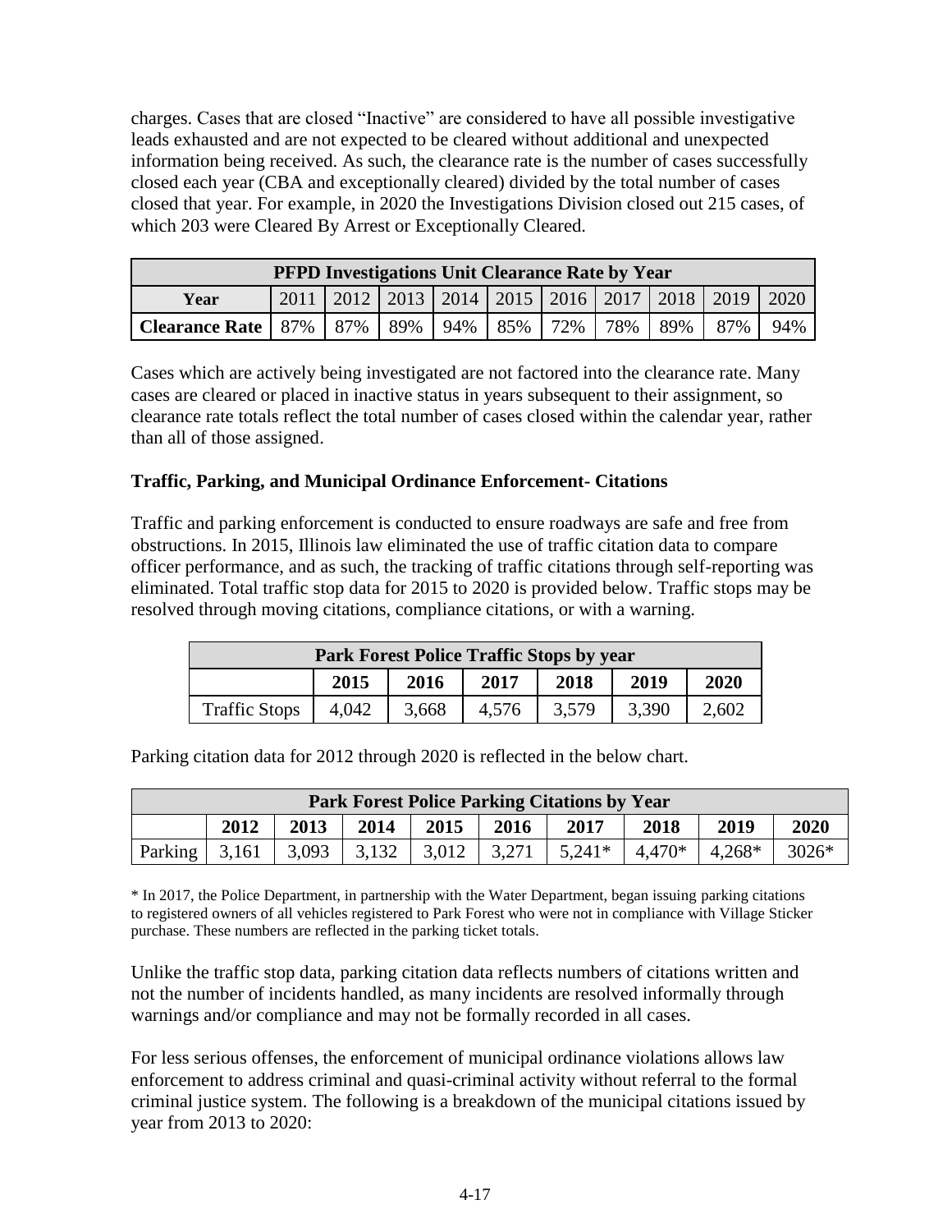charges. Cases that are closed "Inactive" are considered to have all possible investigative leads exhausted and are not expected to be cleared without additional and unexpected information being received. As such, the clearance rate is the number of cases successfully closed each year (CBA and exceptionally cleared) divided by the total number of cases closed that year. For example, in 2020 the Investigations Division closed out 215 cases, of which 203 were Cleared By Arrest or Exceptionally Cleared.

| PFPD Investigations Unit Clearance Rate by Year | | | | | | | | | | |
|---|---|---|---|---|---|---|---|---|---|---|
| **Year** | 2011 | 2012 | 2013 | 2014 | 2015 | 2016 | 2017 | 2018 | 2019 | 2020 |
| **Clearance Rate** | 87% | 87% | 89% | 94% | 85% | 72% | 78% | 89% | 87% | 94% |

Cases which are actively being investigated are not factored into the clearance rate. Many cases are cleared or placed in inactive status in years subsequent to their assignment, so clearance rate totals reflect the total number of cases closed within the calendar year, rather than all of those assigned.

**Traffic, Parking, and Municipal Ordinance Enforcement- Citations**

Traffic and parking enforcement is conducted to ensure roadways are safe and free from obstructions. In 2015, Illinois law eliminated the use of traffic citation data to compare officer performance, and as such, the tracking of traffic citations through self-reporting was eliminated. Total traffic stop data for 2015 to 2020 is provided below. Traffic stops may be resolved through moving citations, compliance citations, or with a warning.

| Park Forest Police Traffic Stops by year | | | | | | |
|---|---|---|---|---|---|---|
| | **2015** | **2016** | **2017** | **2018** | **2019** | **2020** |
| Traffic Stops | 4,042 | 3,668 | 4,576 | 3,579 | 3,390 | 2,602 |

Parking citation data for 2012 through 2020 is reflected in the below chart.

| Park Forest Police Parking Citations by Year | | | | | | | | | |
|---|---|---|---|---|---|---|---|---|---|
| | **2012** | **2013** | **2014** | **2015** | **2016** | **2017** | **2018** | **2019** | **2020** |
| Parking | 3,161 | 3,093 | 3,132 | 3,012 | 3,271 | 5,241* | 4,470* | 4,268* | 3026* |

* In 2017, the Police Department, in partnership with the Water Department, began issuing parking citations to registered owners of all vehicles registered to Park Forest who were not in compliance with Village Sticker purchase. These numbers are reflected in the parking ticket totals.

Unlike the traffic stop data, parking citation data reflects numbers of citations written and not the number of incidents handled, as many incidents are resolved informally through warnings and/or compliance and may not be formally recorded in all cases.

For less serious offenses, the enforcement of municipal ordinance violations allows law enforcement to address criminal and quasi-criminal activity without referral to the formal criminal justice system. The following is a breakdown of the municipal citations issued by year from 2013 to 2020: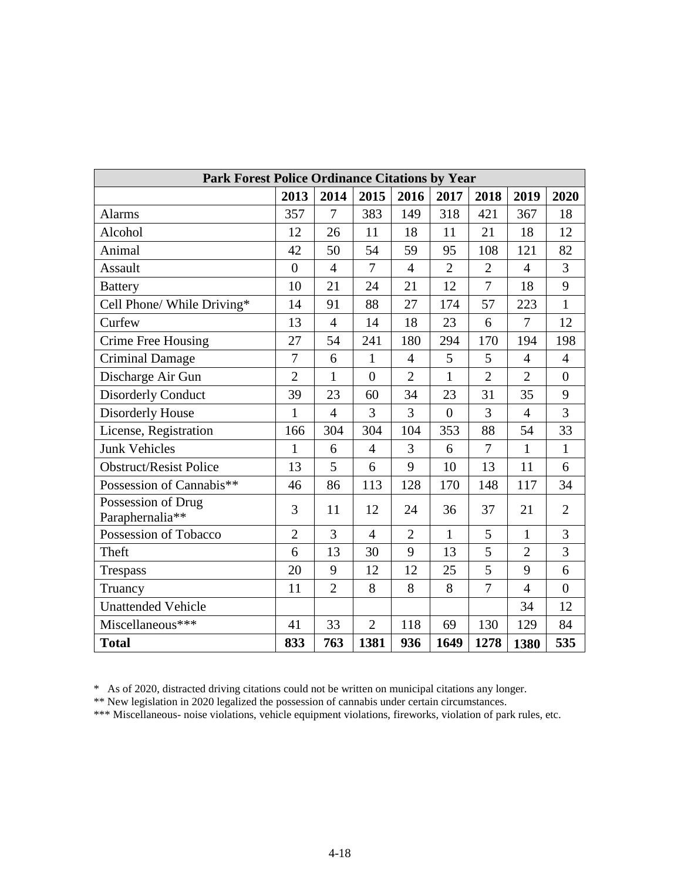| Park Forest Police Ordinance Citations by Year | | | | | | | | |
|---|---|---|---|---|---|---|---|---|
| | 2013 | 2014 | 2015 | 2016 | 2017 | 2018 | 2019 | 2020 |
| Alarms | 357 | 7 | 383 | 149 | 318 | 421 | 367 | 18 |
| Alcohol | 12 | 26 | 11 | 18 | 11 | 21 | 18 | 12 |
| Animal | 42 | 50 | 54 | 59 | 95 | 108 | 121 | 82 |
| Assault | 0 | 4 | 7 | 4 | 2 | 2 | 4 | 3 |
| Battery | 10 | 21 | 24 | 21 | 12 | 7 | 18 | 9 |
| Cell Phone/ While Driving* | 14 | 91 | 88 | 27 | 174 | 57 | 223 | 1 |
| Curfew | 13 | 4 | 14 | 18 | 23 | 6 | 7 | 12 |
| Crime Free Housing | 27 | 54 | 241 | 180 | 294 | 170 | 194 | 198 |
| Criminal Damage | 7 | 6 | 1 | 4 | 5 | 5 | 4 | 4 |
| Discharge Air Gun | 2 | 1 | 0 | 2 | 1 | 2 | 2 | 0 |
| Disorderly Conduct | 39 | 23 | 60 | 34 | 23 | 31 | 35 | 9 |
| Disorderly House | 1 | 4 | 3 | 3 | 0 | 3 | 4 | 3 |
| License, Registration | 166 | 304 | 304 | 104 | 353 | 88 | 54 | 33 |
| Junk Vehicles | 1 | 6 | 4 | 3 | 6 | 7 | 1 | 1 |
| Obstruct/Resist Police | 13 | 5 | 6 | 9 | 10 | 13 | 11 | 6 |
| Possession of Cannabis** | 46 | 86 | 113 | 128 | 170 | 148 | 117 | 34 |
| Possession of Drug Paraphernalia** | 3 | 11 | 12 | 24 | 36 | 37 | 21 | 2 |
| Possession of Tobacco | 2 | 3 | 4 | 2 | 1 | 5 | 1 | 3 |
| Theft | 6 | 13 | 30 | 9 | 13 | 5 | 2 | 3 |
| Trespass | 20 | 9 | 12 | 12 | 25 | 5 | 9 | 6 |
| Truancy | 11 | 2 | 8 | 8 | 8 | 7 | 4 | 0 |
| Unattended Vehicle | | | | | | | 34 | 12 |
| Miscellaneous*** | 41 | 33 | 2 | 118 | 69 | 130 | 129 | 84 |
| **Total** | **833** | **763** | **1381** | **936** | **1649** | **1278** | **1380** | **535** |

* As of 2020, distracted driving citations could not be written on municipal citations any longer.

** New legislation in 2020 legalized the possession of cannabis under certain circumstances.

*** Miscellaneous- noise violations, vehicle equipment violations, fireworks, violation of park rules, etc.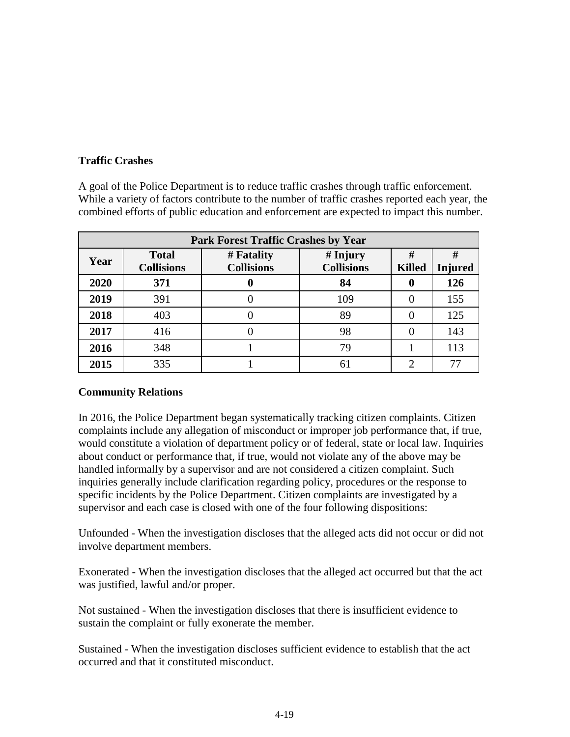**Traffic Crashes**

A goal of the Police Department is to reduce traffic crashes through traffic enforcement. While a variety of factors contribute to the number of traffic crashes reported each year, the combined efforts of public education and enforcement are expected to impact this number.

| Park Forest Traffic Crashes by Year | | | | | |
|---|---|---|---|---|---|
| **Year** | **Total Collisions** | **# Fatality Collisions** | **# Injury Collisions** | **# Killed** | **# Injured** |
| **2020** | **371** | **0** | **84** | **0** | **126** |
| **2019** | 391 | 0 | 109 | 0 | 155 |
| **2018** | 403 | 0 | 89 | 0 | 125 |
| **2017** | 416 | 0 | 98 | 0 | 143 |
| **2016** | 348 | 1 | 79 | 1 | 113 |
| **2015** | 335 | 1 | 61 | 2 | 77 |

**Community Relations**

In 2016, the Police Department began systematically tracking citizen complaints. Citizen complaints include any allegation of misconduct or improper job performance that, if true, would constitute a violation of department policy or of federal, state or local law. Inquiries about conduct or performance that, if true, would not violate any of the above may be handled informally by a supervisor and are not considered a citizen complaint. Such inquiries generally include clarification regarding policy, procedures or the response to specific incidents by the Police Department. Citizen complaints are investigated by a supervisor and each case is closed with one of the four following dispositions:

Unfounded - When the investigation discloses that the alleged acts did not occur or did not involve department members.

Exonerated - When the investigation discloses that the alleged act occurred but that the act was justified, lawful and/or proper.

Not sustained - When the investigation discloses that there is insufficient evidence to sustain the complaint or fully exonerate the member.

Sustained - When the investigation discloses sufficient evidence to establish that the act occurred and that it constituted misconduct.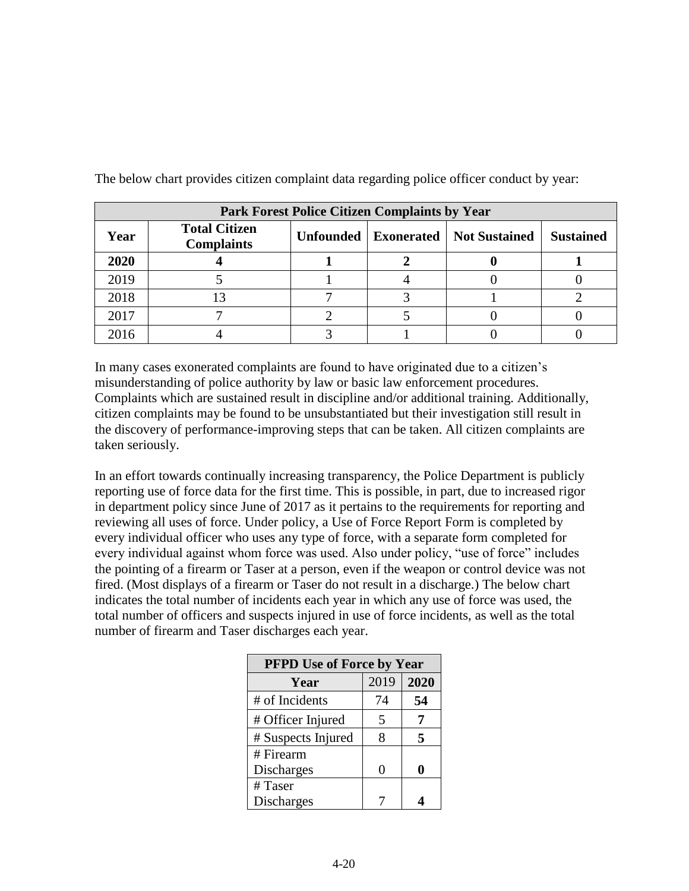The below chart provides citizen complaint data regarding police officer conduct by year:

| Park Forest Police Citizen Complaints by Year | | | | | |
|---|---|---|---|---|---|
| **Year** | **Total Citizen Complaints** | **Unfounded** | **Exonerated** | **Not Sustained** | **Sustained** |
| **2020** | **4** | **1** | **2** | **0** | **1** |
| 2019 | 5 | 1 | 4 | 0 | 0 |
| 2018 | 13 | 7 | 3 | 1 | 2 |
| 2017 | 7 | 2 | 5 | 0 | 0 |
| 2016 | 4 | 3 | 1 | 0 | 0 |

In many cases exonerated complaints are found to have originated due to a citizen's misunderstanding of police authority by law or basic law enforcement procedures. Complaints which are sustained result in discipline and/or additional training. Additionally, citizen complaints may be found to be unsubstantiated but their investigation still result in the discovery of performance-improving steps that can be taken. All citizen complaints are taken seriously.

In an effort towards continually increasing transparency, the Police Department is publicly reporting use of force data for the first time. This is possible, in part, due to increased rigor in department policy since June of 2017 as it pertains to the requirements for reporting and reviewing all uses of force. Under policy, a Use of Force Report Form is completed by every individual officer who uses any type of force, with a separate form completed for every individual against whom force was used. Also under policy, "use of force" includes the pointing of a firearm or Taser at a person, even if the weapon or control device was not fired. (Most displays of a firearm or Taser do not result in a discharge.) The below chart indicates the total number of incidents each year in which any use of force was used, the total number of officers and suspects injured in use of force incidents, as well as the total number of firearm and Taser discharges each year.

| PFPD Use of Force by Year | | |
|---|---|---|
| **Year** | 2019 | **2020** |
| # of Incidents | 74 | **54** |
| # Officer Injured | 5 | **7** |
| # Suspects Injured | 8 | **5** |
| # Firearm Discharges | 0 | **0** |
| # Taser Discharges | 7 | **4** |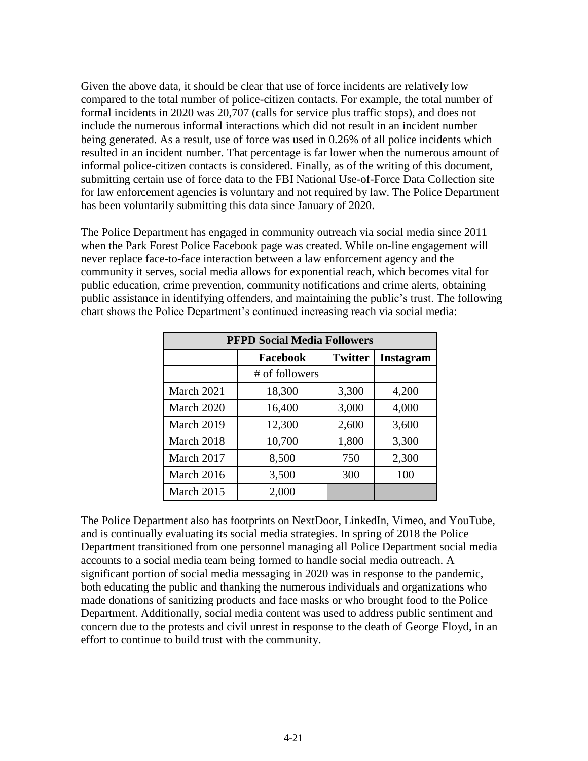Given the above data, it should be clear that use of force incidents are relatively low compared to the total number of police-citizen contacts. For example, the total number of formal incidents in 2020 was 20,707 (calls for service plus traffic stops), and does not include the numerous informal interactions which did not result in an incident number being generated. As a result, use of force was used in 0.26% of all police incidents which resulted in an incident number. That percentage is far lower when the numerous amount of informal police-citizen contacts is considered. Finally, as of the writing of this document, submitting certain use of force data to the FBI National Use-of-Force Data Collection site for law enforcement agencies is voluntary and not required by law. The Police Department has been voluntarily submitting this data since January of 2020.

The Police Department has engaged in community outreach via social media since 2011 when the Park Forest Police Facebook page was created. While on-line engagement will never replace face-to-face interaction between a law enforcement agency and the community it serves, social media allows for exponential reach, which becomes vital for public education, crime prevention, community notifications and crime alerts, obtaining public assistance in identifying offenders, and maintaining the public's trust. The following chart shows the Police Department's continued increasing reach via social media:

| PFPD Social Media Followers | | | |
|---|---|---|---|
| | **Facebook** | **Twitter** | **Instagram** |
| | # of followers | | |
| March 2021 | 18,300 | 3,300 | 4,200 |
| March 2020 | 16,400 | 3,000 | 4,000 |
| March 2019 | 12,300 | 2,600 | 3,600 |
| March 2018 | 10,700 | 1,800 | 3,300 |
| March 2017 | 8,500 | 750 | 2,300 |
| March 2016 | 3,500 | 300 | 100 |
| March 2015 | 2,000 | | |

The Police Department also has footprints on NextDoor, LinkedIn, Vimeo, and YouTube, and is continually evaluating its social media strategies. In spring of 2018 the Police Department transitioned from one personnel managing all Police Department social media accounts to a social media team being formed to handle social media outreach. A significant portion of social media messaging in 2020 was in response to the pandemic, both educating the public and thanking the numerous individuals and organizations who made donations of sanitizing products and face masks or who brought food to the Police Department. Additionally, social media content was used to address public sentiment and concern due to the protests and civil unrest in response to the death of George Floyd, in an effort to continue to build trust with the community.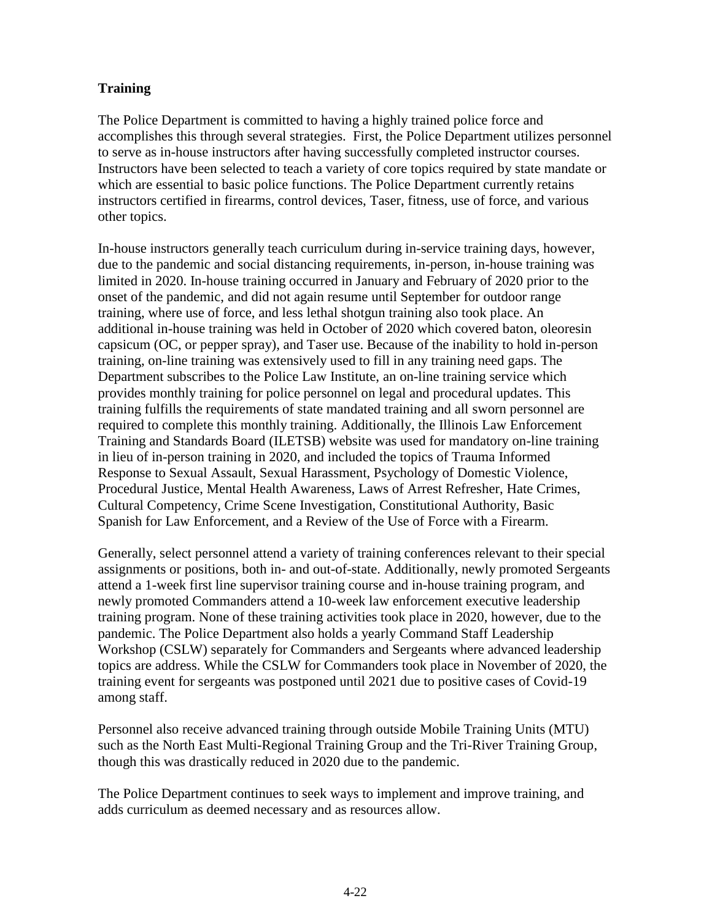## Training

The Police Department is committed to having a highly trained police force and accomplishes this through several strategies. First, the Police Department utilizes personnel to serve as in-house instructors after having successfully completed instructor courses. Instructors have been selected to teach a variety of core topics required by state mandate or which are essential to basic police functions. The Police Department currently retains instructors certified in firearms, control devices, Taser, fitness, use of force, and various other topics.

In-house instructors generally teach curriculum during in-service training days, however, due to the pandemic and social distancing requirements, in-person, in-house training was limited in 2020. In-house training occurred in January and February of 2020 prior to the onset of the pandemic, and did not again resume until September for outdoor range training, where use of force, and less lethal shotgun training also took place. An additional in-house training was held in October of 2020 which covered baton, oleoresin capsicum (OC, or pepper spray), and Taser use. Because of the inability to hold in-person training, on-line training was extensively used to fill in any training need gaps. The Department subscribes to the Police Law Institute, an on-line training service which provides monthly training for police personnel on legal and procedural updates. This training fulfills the requirements of state mandated training and all sworn personnel are required to complete this monthly training. Additionally, the Illinois Law Enforcement Training and Standards Board (ILETSB) website was used for mandatory on-line training in lieu of in-person training in 2020, and included the topics of Trauma Informed Response to Sexual Assault, Sexual Harassment, Psychology of Domestic Violence, Procedural Justice, Mental Health Awareness, Laws of Arrest Refresher, Hate Crimes, Cultural Competency, Crime Scene Investigation, Constitutional Authority, Basic Spanish for Law Enforcement, and a Review of the Use of Force with a Firearm.

Generally, select personnel attend a variety of training conferences relevant to their special assignments or positions, both in- and out-of-state. Additionally, newly promoted Sergeants attend a 1-week first line supervisor training course and in-house training program, and newly promoted Commanders attend a 10-week law enforcement executive leadership training program. None of these training activities took place in 2020, however, due to the pandemic. The Police Department also holds a yearly Command Staff Leadership Workshop (CSLW) separately for Commanders and Sergeants where advanced leadership topics are address. While the CSLW for Commanders took place in November of 2020, the training event for sergeants was postponed until 2021 due to positive cases of Covid-19 among staff.

Personnel also receive advanced training through outside Mobile Training Units (MTU) such as the North East Multi-Regional Training Group and the Tri-River Training Group, though this was drastically reduced in 2020 due to the pandemic.

The Police Department continues to seek ways to implement and improve training, and adds curriculum as deemed necessary and as resources allow.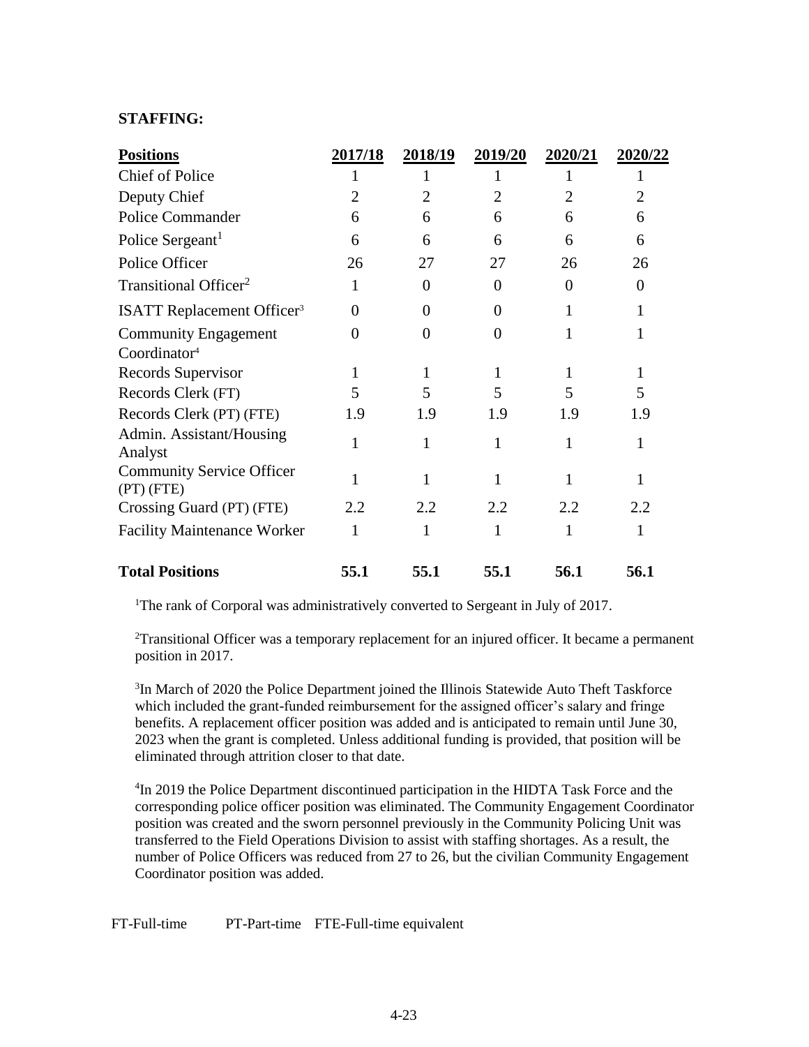**STAFFING:**

| Positions | 2017/18 | 2018/19 | 2019/20 | 2020/21 | 2020/22 |
|---|---|---|---|---|---|
| Chief of Police | 1 | 1 | 1 | 1 | 1 |
| Deputy Chief | 2 | 2 | 2 | 2 | 2 |
| Police Commander | 6 | 6 | 6 | 6 | 6 |
| Police Sergeant[1] | 6 | 6 | 6 | 6 | 6 |
| Police Officer | 26 | 27 | 27 | 26 | 26 |
| Transitional Officer[2] | 1 | 0 | 0 | 0 | 0 |
| ISATT Replacement Officer[3] | 0 | 0 | 0 | 1 | 1 |
| Community Engagement Coordinator[4] | 0 | 0 | 0 | 1 | 1 |
| Records Supervisor | 1 | 1 | 1 | 1 | 1 |
| Records Clerk (FT) | 5 | 5 | 5 | 5 | 5 |
| Records Clerk (PT) (FTE) | 1.9 | 1.9 | 1.9 | 1.9 | 1.9 |
| Admin. Assistant/Housing Analyst | 1 | 1 | 1 | 1 | 1 |
| Community Service Officer (PT) (FTE) | 1 | 1 | 1 | 1 | 1 |
| Crossing Guard (PT) (FTE) | 2.2 | 2.2 | 2.2 | 2.2 | 2.2 |
| Facility Maintenance Worker | 1 | 1 | 1 | 1 | 1 |
| **Total Positions** | **55.1** | **55.1** | **55.1** | **56.1** | **56.1** |

[1]The rank of Corporal was administratively converted to Sergeant in July of 2017.

[2]Transitional Officer was a temporary replacement for an injured officer. It became a permanent position in 2017.

[3]In March of 2020 the Police Department joined the Illinois Statewide Auto Theft Taskforce which included the grant-funded reimbursement for the assigned officer's salary and fringe benefits. A replacement officer position was added and is anticipated to remain until June 30, 2023 when the grant is completed. Unless additional funding is provided, that position will be eliminated through attrition closer to that date.

[4]In 2019 the Police Department discontinued participation in the HIDTA Task Force and the corresponding police officer position was eliminated. The Community Engagement Coordinator position was created and the sworn personnel previously in the Community Policing Unit was transferred to the Field Operations Division to assist with staffing shortages. As a result, the number of Police Officers was reduced from 27 to 26, but the civilian Community Engagement Coordinator position was added.

FT-Full-time PT-Part-time FTE-Full-time equivalent